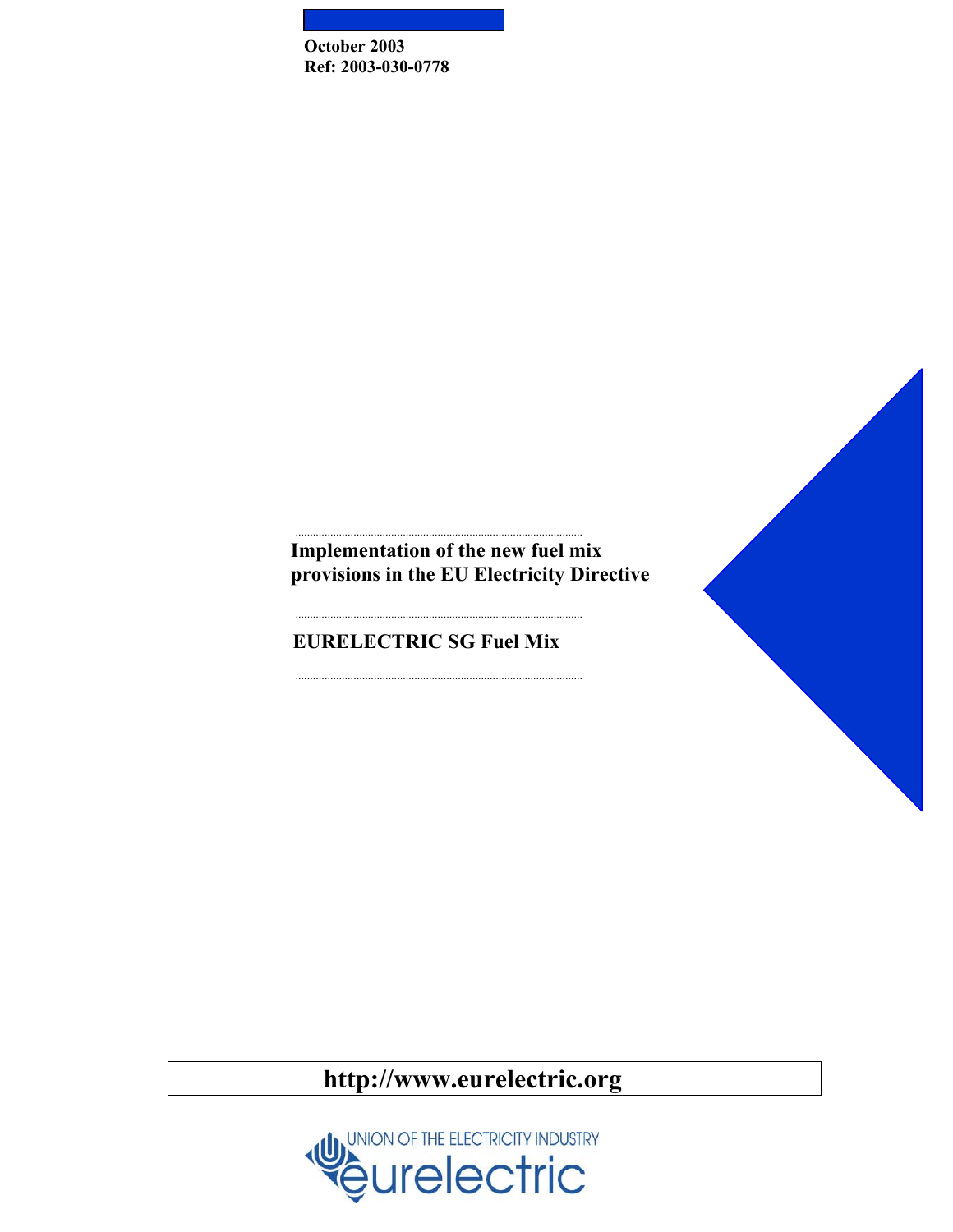October 2003
Ref: 2003-030-0778

# Implementation of the new fuel mix provisions in the EU Electricity Directive

## EURELECTRIC SG Fuel Mix

http://www.eurelectric.org

UNION OF THE ELECTRICITY INDUSTRY
eurelectric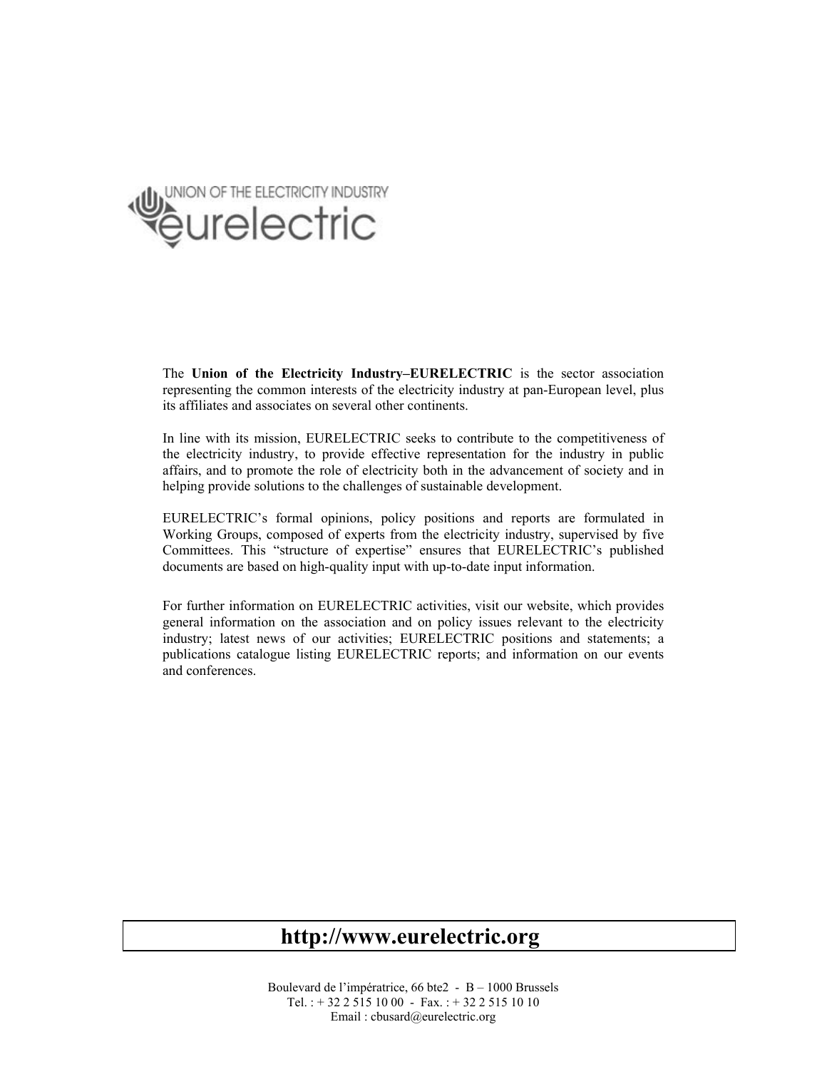UNION OF THE ELECTRICITY INDUSTRY
eurelectric

The **Union of the Electricity Industry–EURELECTRIC** is the sector association representing the common interests of the electricity industry at pan-European level, plus its affiliates and associates on several other continents.

In line with its mission, EURELECTRIC seeks to contribute to the competitiveness of the electricity industry, to provide effective representation for the industry in public affairs, and to promote the role of electricity both in the advancement of society and in helping provide solutions to the challenges of sustainable development.

EURELECTRIC's formal opinions, policy positions and reports are formulated in Working Groups, composed of experts from the electricity industry, supervised by five Committees. This "structure of expertise" ensures that EURELECTRIC's published documents are based on high-quality input with up-to-date input information.

For further information on EURELECTRIC activities, visit our website, which provides general information on the association and on policy issues relevant to the electricity industry; latest news of our activities; EURELECTRIC positions and statements; a publications catalogue listing EURELECTRIC reports; and information on our events and conferences.

**http://www.eurelectric.org**

Boulevard de l'impératrice, 66 bte2 - B – 1000 Brussels
Tel. : + 32 2 515 10 00 - Fax. : + 32 2 515 10 10
Email : cbusard@eurelectric.org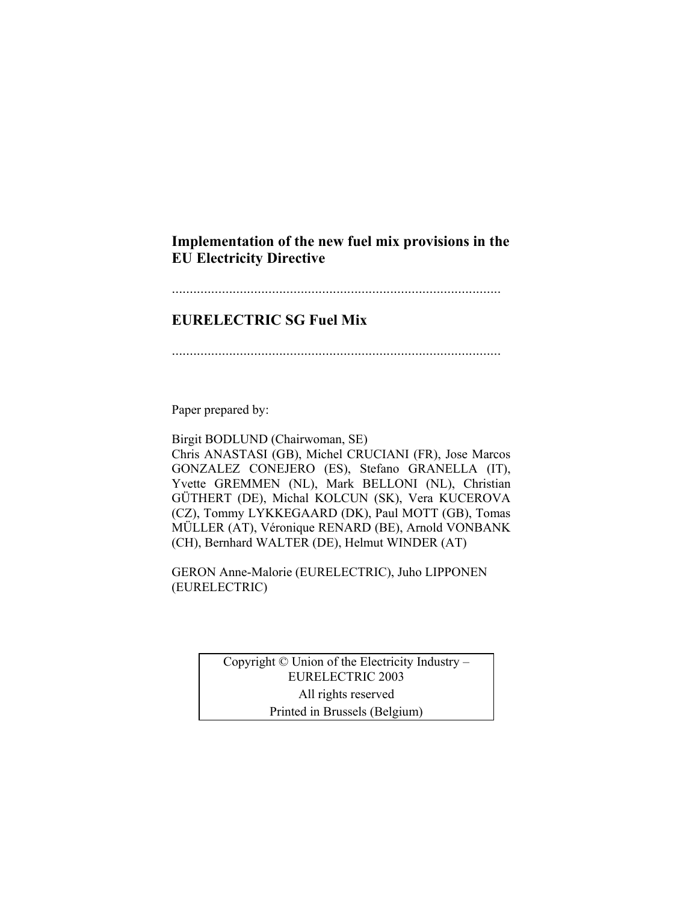# Implementation of the new fuel mix provisions in the EU Electricity Directive

..........................................................................................

## EURELECTRIC SG Fuel Mix

..........................................................................................

Paper prepared by:

Birgit BODLUND (Chairwoman, SE)
Chris ANASTASI (GB), Michel CRUCIANI (FR), Jose Marcos GONZALEZ CONEJERO (ES), Stefano GRANELLA (IT), Yvette GREMMEN (NL), Mark BELLONI (NL), Christian GÜTHERT (DE), Michal KOLCUN (SK), Vera KUCEROVA (CZ), Tommy LYKKEGAARD (DK), Paul MOTT (GB), Tomas MÜLLER (AT), Véronique RENARD (BE), Arnold VONBANK (CH), Bernhard WALTER (DE), Helmut WINDER (AT)

GERON Anne-Malorie (EURELECTRIC), Juho LIPPONEN (EURELECTRIC)

Copyright © Union of the Electricity Industry – EURELECTRIC 2003
All rights reserved
Printed in Brussels (Belgium)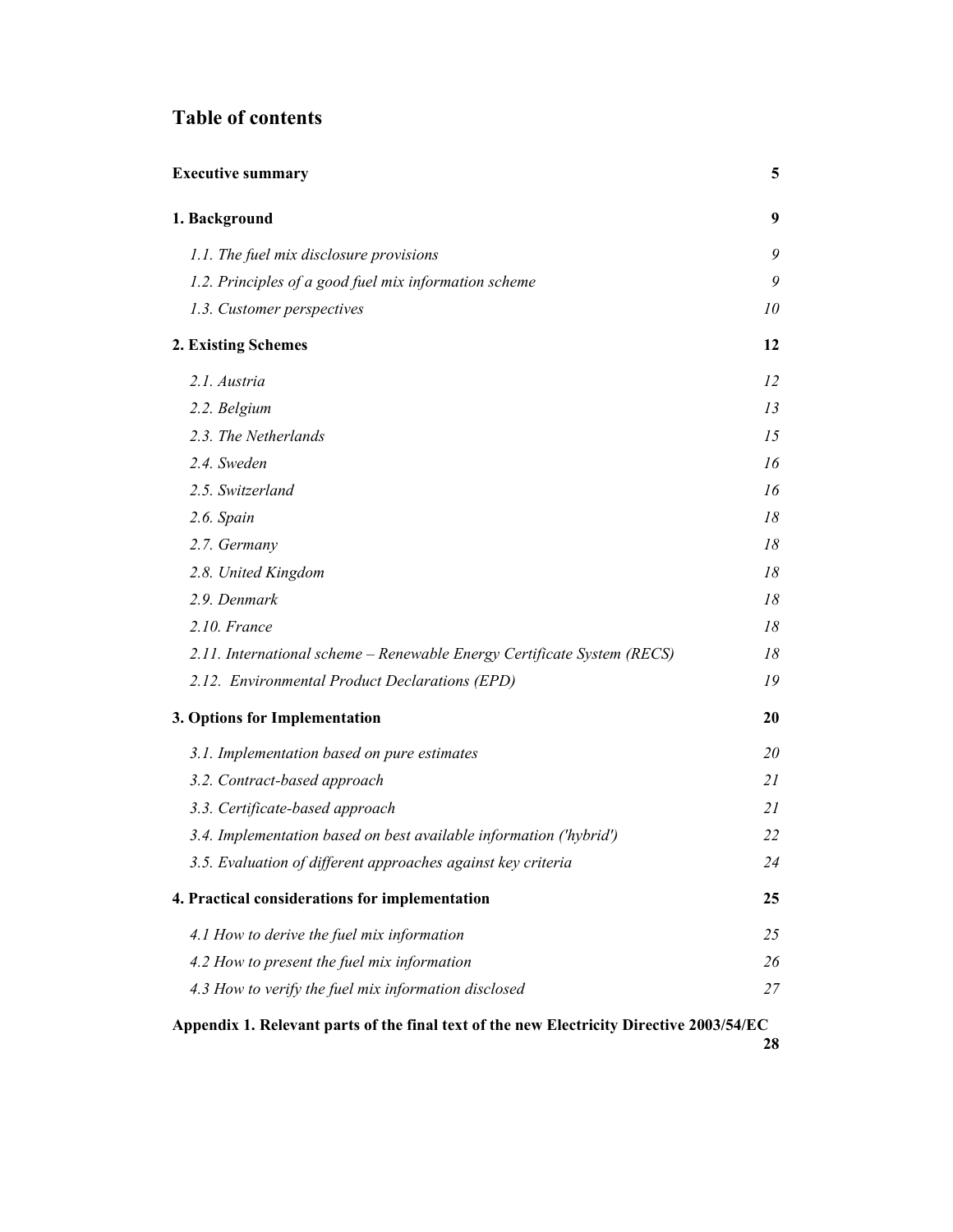## Table of contents

**Executive summary** **5**

**1. Background** **9**

*1.1. The fuel mix disclosure provisions* *9*

*1.2. Principles of a good fuel mix information scheme* *9*

*1.3. Customer perspectives* *10*

**2. Existing Schemes** **12**

*2.1. Austria* *12*

*2.2. Belgium* *13*

*2.3. The Netherlands* *15*

*2.4. Sweden* *16*

*2.5. Switzerland* *16*

*2.6. Spain* *18*

*2.7. Germany* *18*

*2.8. United Kingdom* *18*

*2.9. Denmark* *18*

*2.10. France* *18*

*2.11. International scheme – Renewable Energy Certificate System (RECS)* *18*

*2.12. Environmental Product Declarations (EPD)* *19*

**3. Options for Implementation** **20**

*3.1. Implementation based on pure estimates* *20*

*3.2. Contract-based approach* *21*

*3.3. Certificate-based approach* *21*

*3.4. Implementation based on best available information ('hybrid')* *22*

*3.5. Evaluation of different approaches against key criteria* *24*

**4. Practical considerations for implementation** **25**

*4.1 How to derive the fuel mix information* *25*

*4.2 How to present the fuel mix information* *26*

*4.3 How to verify the fuel mix information disclosed* *27*

**Appendix 1. Relevant parts of the final text of the new Electricity Directive 2003/54/EC** **28**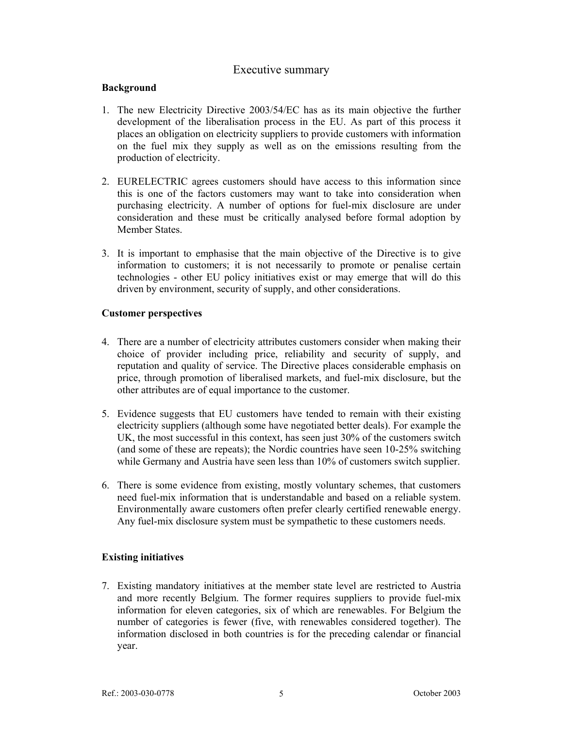# Executive summary

## Background

1. The new Electricity Directive 2003/54/EC has as its main objective the further development of the liberalisation process in the EU. As part of this process it places an obligation on electricity suppliers to provide customers with information on the fuel mix they supply as well as on the emissions resulting from the production of electricity.

2. EURELECTRIC agrees customers should have access to this information since this is one of the factors customers may want to take into consideration when purchasing electricity. A number of options for fuel-mix disclosure are under consideration and these must be critically analysed before formal adoption by Member States.

3. It is important to emphasise that the main objective of the Directive is to give information to customers; it is not necessarily to promote or penalise certain technologies - other EU policy initiatives exist or may emerge that will do this driven by environment, security of supply, and other considerations.

## Customer perspectives

4. There are a number of electricity attributes customers consider when making their choice of provider including price, reliability and security of supply, and reputation and quality of service. The Directive places considerable emphasis on price, through promotion of liberalised markets, and fuel-mix disclosure, but the other attributes are of equal importance to the customer.

5. Evidence suggests that EU customers have tended to remain with their existing electricity suppliers (although some have negotiated better deals). For example the UK, the most successful in this context, has seen just 30% of the customers switch (and some of these are repeats); the Nordic countries have seen 10-25% switching while Germany and Austria have seen less than 10% of customers switch supplier.

6. There is some evidence from existing, mostly voluntary schemes, that customers need fuel-mix information that is understandable and based on a reliable system. Environmentally aware customers often prefer clearly certified renewable energy. Any fuel-mix disclosure system must be sympathetic to these customers needs.

## Existing initiatives

7. Existing mandatory initiatives at the member state level are restricted to Austria and more recently Belgium. The former requires suppliers to provide fuel-mix information for eleven categories, six of which are renewables. For Belgium the number of categories is fewer (five, with renewables considered together). The information disclosed in both countries is for the preceding calendar or financial year.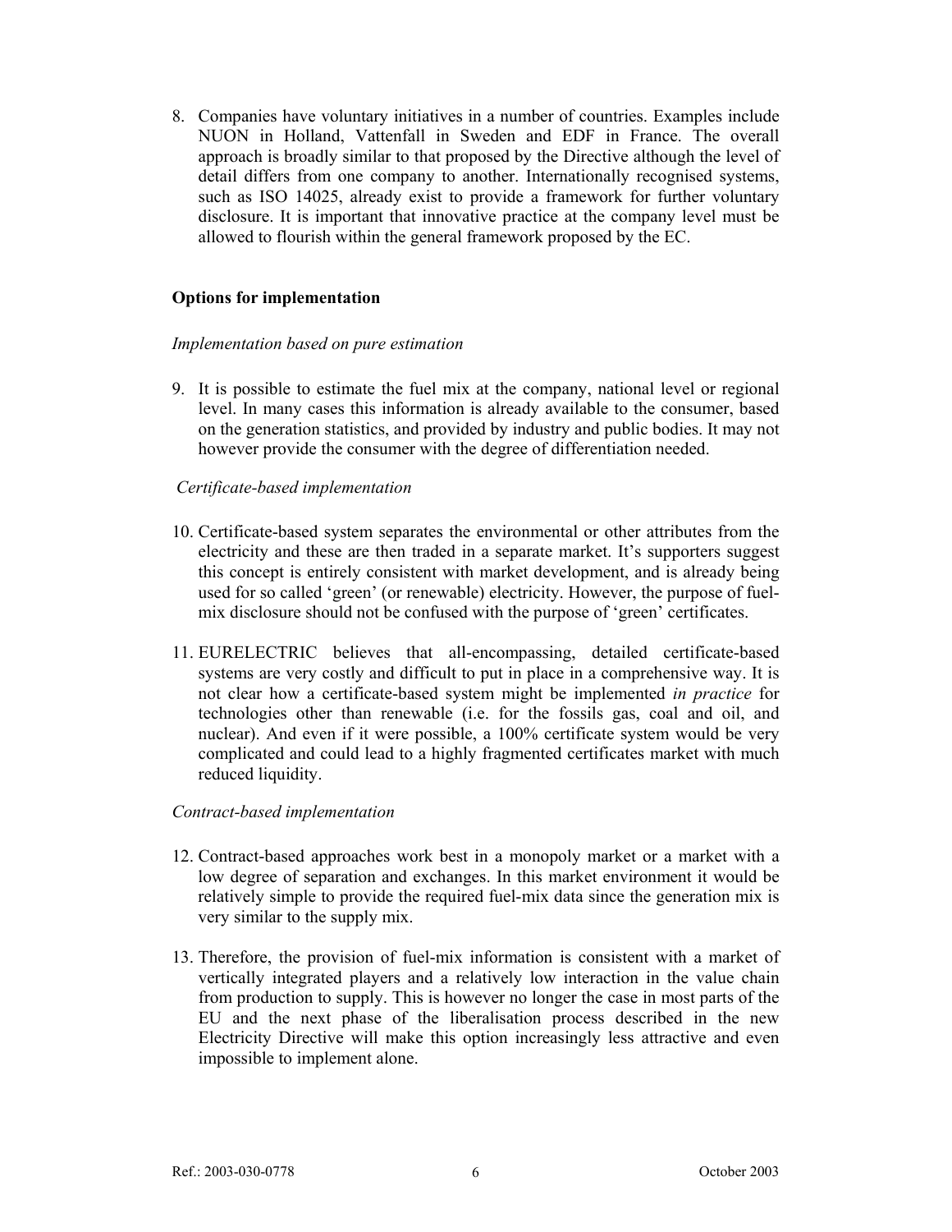8. Companies have voluntary initiatives in a number of countries. Examples include NUON in Holland, Vattenfall in Sweden and EDF in France. The overall approach is broadly similar to that proposed by the Directive although the level of detail differs from one company to another. Internationally recognised systems, such as ISO 14025, already exist to provide a framework for further voluntary disclosure. It is important that innovative practice at the company level must be allowed to flourish within the general framework proposed by the EC.

**Options for implementation**

*Implementation based on pure estimation*

9. It is possible to estimate the fuel mix at the company, national level or regional level. In many cases this information is already available to the consumer, based on the generation statistics, and provided by industry and public bodies. It may not however provide the consumer with the degree of differentiation needed.

*Certificate-based implementation*

10. Certificate-based system separates the environmental or other attributes from the electricity and these are then traded in a separate market. It's supporters suggest this concept is entirely consistent with market development, and is already being used for so called 'green' (or renewable) electricity. However, the purpose of fuel-mix disclosure should not be confused with the purpose of 'green' certificates.

11. EURELECTRIC believes that all-encompassing, detailed certificate-based systems are very costly and difficult to put in place in a comprehensive way. It is not clear how a certificate-based system might be implemented *in practice* for technologies other than renewable (i.e. for the fossils gas, coal and oil, and nuclear). And even if it were possible, a 100% certificate system would be very complicated and could lead to a highly fragmented certificates market with much reduced liquidity.

*Contract-based implementation*

12. Contract-based approaches work best in a monopoly market or a market with a low degree of separation and exchanges. In this market environment it would be relatively simple to provide the required fuel-mix data since the generation mix is very similar to the supply mix.

13. Therefore, the provision of fuel-mix information is consistent with a market of vertically integrated players and a relatively low interaction in the value chain from production to supply. This is however no longer the case in most parts of the EU and the next phase of the liberalisation process described in the new Electricity Directive will make this option increasingly less attractive and even impossible to implement alone.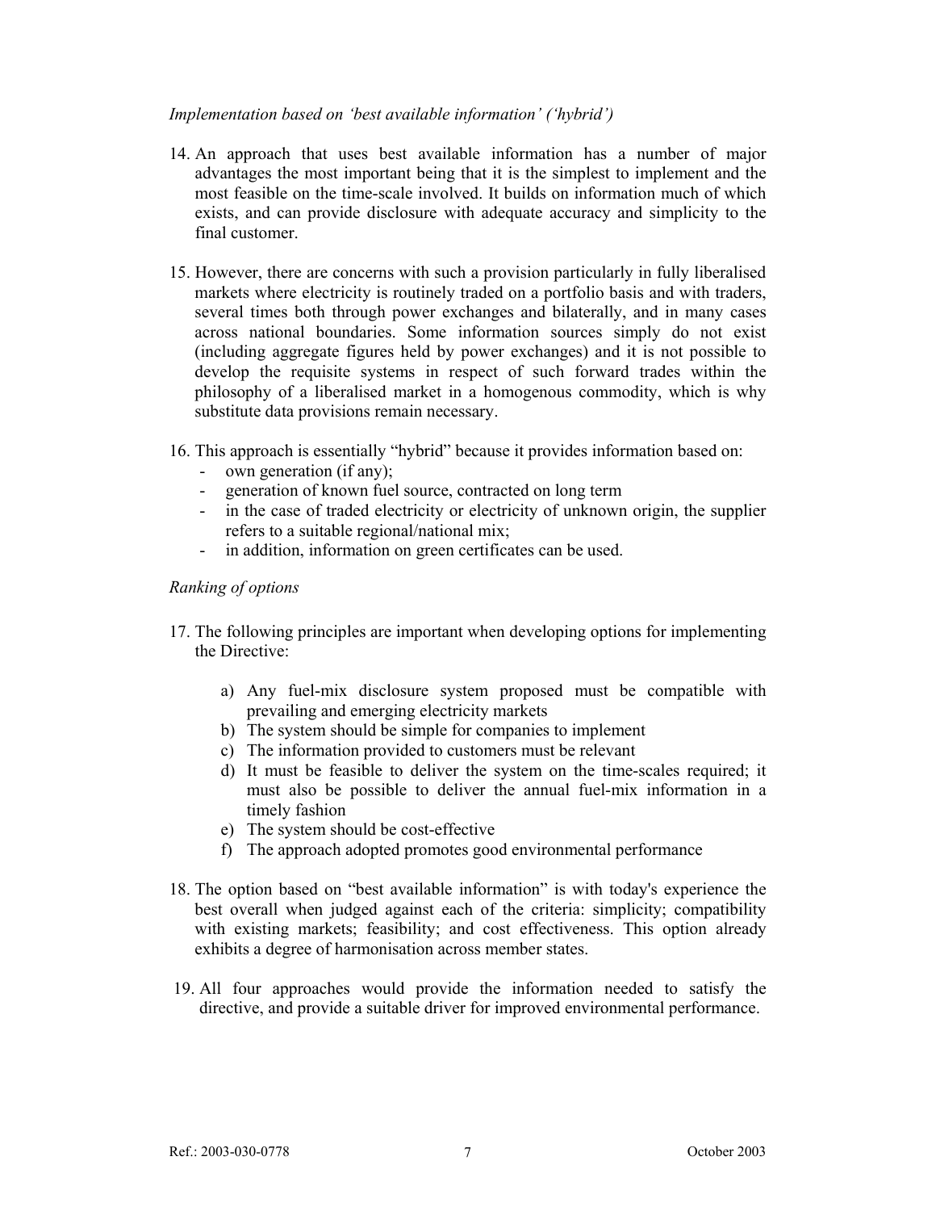*Implementation based on 'best available information' ('hybrid')*

14. An approach that uses best available information has a number of major advantages the most important being that it is the simplest to implement and the most feasible on the time-scale involved. It builds on information much of which exists, and can provide disclosure with adequate accuracy and simplicity to the final customer.

15. However, there are concerns with such a provision particularly in fully liberalised markets where electricity is routinely traded on a portfolio basis and with traders, several times both through power exchanges and bilaterally, and in many cases across national boundaries. Some information sources simply do not exist (including aggregate figures held by power exchanges) and it is not possible to develop the requisite systems in respect of such forward trades within the philosophy of a liberalised market in a homogenous commodity, which is why substitute data provisions remain necessary.

16. This approach is essentially "hybrid" because it provides information based on:
    - own generation (if any);
    - generation of known fuel source, contracted on long term
    - in the case of traded electricity or electricity of unknown origin, the supplier refers to a suitable regional/national mix;
    - in addition, information on green certificates can be used.

*Ranking of options*

17. The following principles are important when developing options for implementing the Directive:

    a) Any fuel-mix disclosure system proposed must be compatible with prevailing and emerging electricity markets
    b) The system should be simple for companies to implement
    c) The information provided to customers must be relevant
    d) It must be feasible to deliver the system on the time-scales required; it must also be possible to deliver the annual fuel-mix information in a timely fashion
    e) The system should be cost-effective
    f) The approach adopted promotes good environmental performance

18. The option based on "best available information" is with today's experience the best overall when judged against each of the criteria: simplicity; compatibility with existing markets; feasibility; and cost effectiveness. This option already exhibits a degree of harmonisation across member states.

19. All four approaches would provide the information needed to satisfy the directive, and provide a suitable driver for improved environmental performance.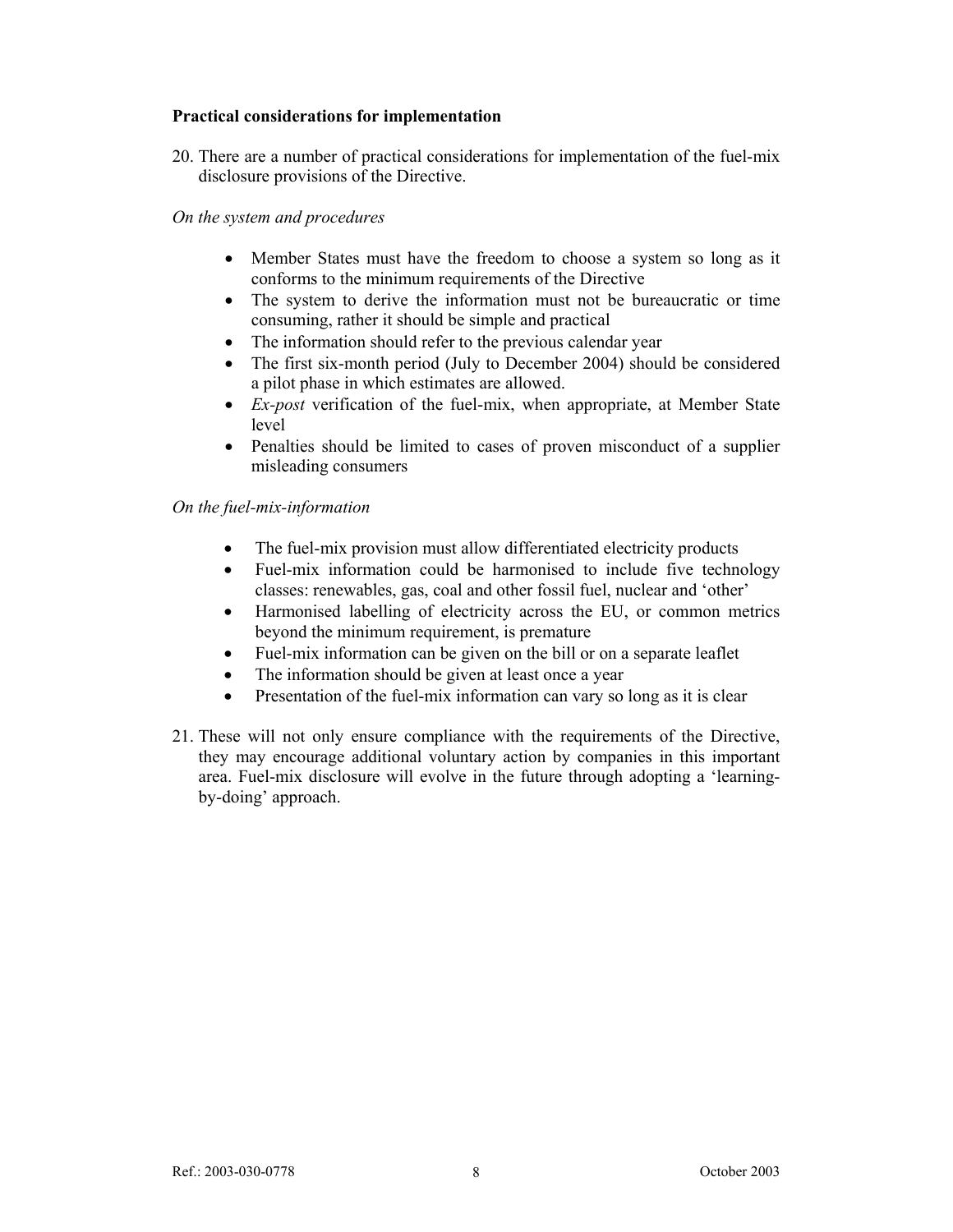**Practical considerations for implementation**

20. There are a number of practical considerations for implementation of the fuel-mix disclosure provisions of the Directive.

*On the system and procedures*

- Member States must have the freedom to choose a system so long as it conforms to the minimum requirements of the Directive
- The system to derive the information must not be bureaucratic or time consuming, rather it should be simple and practical
- The information should refer to the previous calendar year
- The first six-month period (July to December 2004) should be considered a pilot phase in which estimates are allowed.
- *Ex-post* verification of the fuel-mix, when appropriate, at Member State level
- Penalties should be limited to cases of proven misconduct of a supplier misleading consumers

*On the fuel-mix-information*

- The fuel-mix provision must allow differentiated electricity products
- Fuel-mix information could be harmonised to include five technology classes: renewables, gas, coal and other fossil fuel, nuclear and 'other'
- Harmonised labelling of electricity across the EU, or common metrics beyond the minimum requirement, is premature
- Fuel-mix information can be given on the bill or on a separate leaflet
- The information should be given at least once a year
- Presentation of the fuel-mix information can vary so long as it is clear

21. These will not only ensure compliance with the requirements of the Directive, they may encourage additional voluntary action by companies in this important area. Fuel-mix disclosure will evolve in the future through adopting a 'learning-by-doing' approach.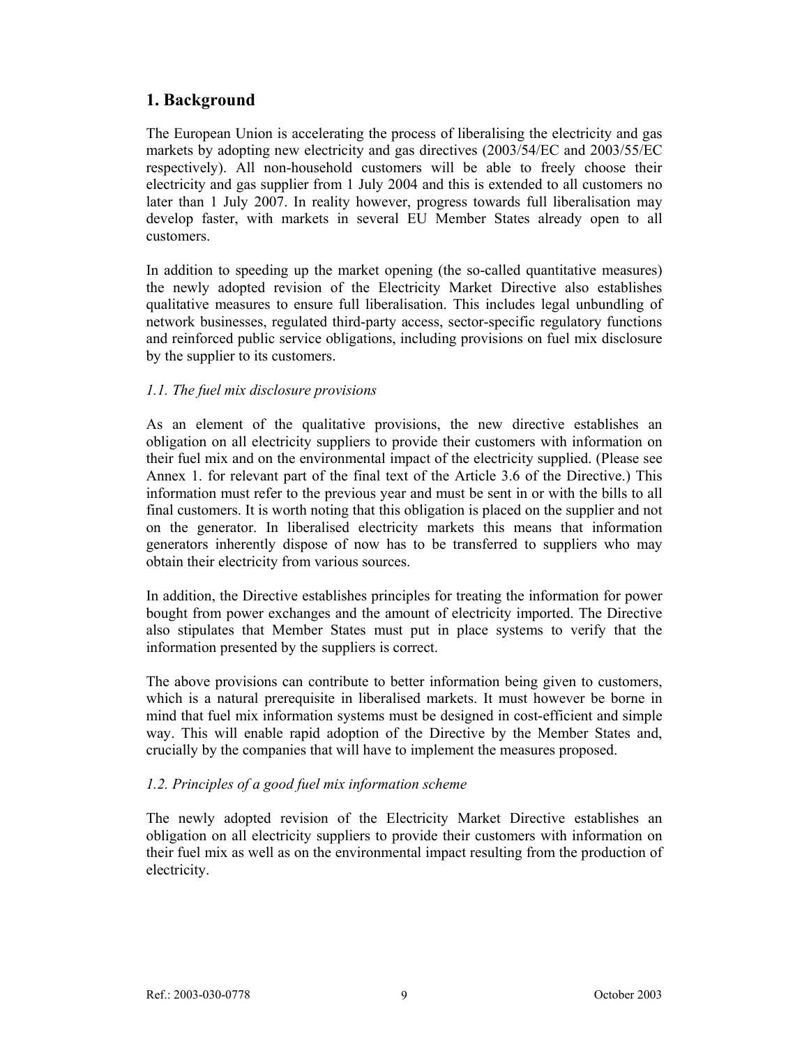## 1. Background

The European Union is accelerating the process of liberalising the electricity and gas markets by adopting new electricity and gas directives (2003/54/EC and 2003/55/EC respectively). All non-household customers will be able to freely choose their electricity and gas supplier from 1 July 2004 and this is extended to all customers no later than 1 July 2007. In reality however, progress towards full liberalisation may develop faster, with markets in several EU Member States already open to all customers.

In addition to speeding up the market opening (the so-called quantitative measures) the newly adopted revision of the Electricity Market Directive also establishes qualitative measures to ensure full liberalisation. This includes legal unbundling of network businesses, regulated third-party access, sector-specific regulatory functions and reinforced public service obligations, including provisions on fuel mix disclosure by the supplier to its customers.

### *1.1. The fuel mix disclosure provisions*

As an element of the qualitative provisions, the new directive establishes an obligation on all electricity suppliers to provide their customers with information on their fuel mix and on the environmental impact of the electricity supplied. (Please see Annex 1. for relevant part of the final text of the Article 3.6 of the Directive.) This information must refer to the previous year and must be sent in or with the bills to all final customers. It is worth noting that this obligation is placed on the supplier and not on the generator. In liberalised electricity markets this means that information generators inherently dispose of now has to be transferred to suppliers who may obtain their electricity from various sources.

In addition, the Directive establishes principles for treating the information for power bought from power exchanges and the amount of electricity imported. The Directive also stipulates that Member States must put in place systems to verify that the information presented by the suppliers is correct.

The above provisions can contribute to better information being given to customers, which is a natural prerequisite in liberalised markets. It must however be borne in mind that fuel mix information systems must be designed in cost-efficient and simple way. This will enable rapid adoption of the Directive by the Member States and, crucially by the companies that will have to implement the measures proposed.

### *1.2. Principles of a good fuel mix information scheme*

The newly adopted revision of the Electricity Market Directive establishes an obligation on all electricity suppliers to provide their customers with information on their fuel mix as well as on the environmental impact resulting from the production of electricity.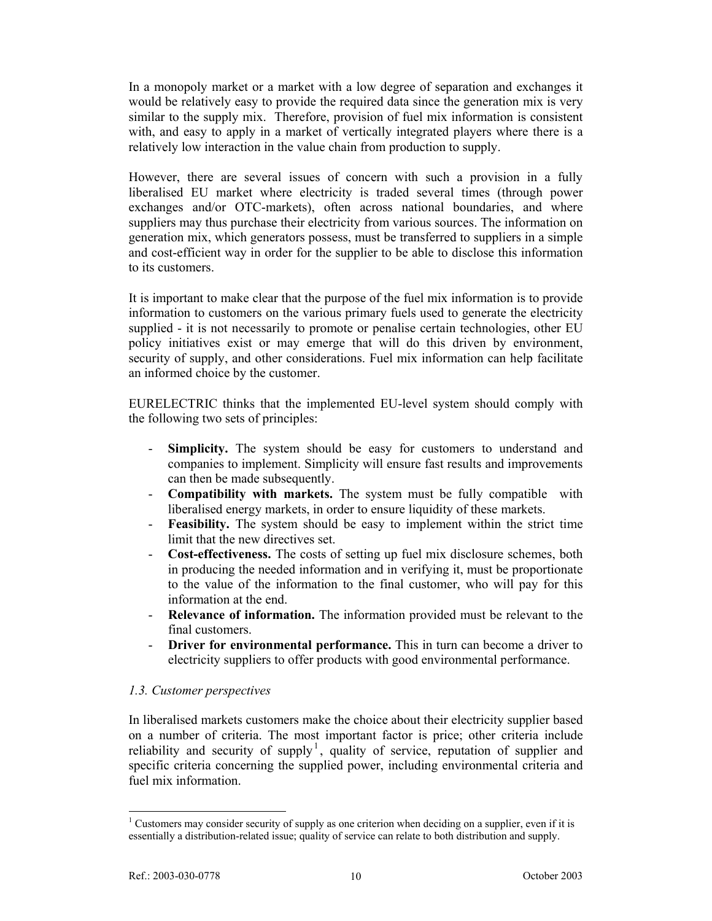In a monopoly market or a market with a low degree of separation and exchanges it would be relatively easy to provide the required data since the generation mix is very similar to the supply mix. Therefore, provision of fuel mix information is consistent with, and easy to apply in a market of vertically integrated players where there is a relatively low interaction in the value chain from production to supply.

However, there are several issues of concern with such a provision in a fully liberalised EU market where electricity is traded several times (through power exchanges and/or OTC-markets), often across national boundaries, and where suppliers may thus purchase their electricity from various sources. The information on generation mix, which generators possess, must be transferred to suppliers in a simple and cost-efficient way in order for the supplier to be able to disclose this information to its customers.

It is important to make clear that the purpose of the fuel mix information is to provide information to customers on the various primary fuels used to generate the electricity supplied - it is not necessarily to promote or penalise certain technologies, other EU policy initiatives exist or may emerge that will do this driven by environment, security of supply, and other considerations. Fuel mix information can help facilitate an informed choice by the customer.

EURELECTRIC thinks that the implemented EU-level system should comply with the following two sets of principles:

- **Simplicity.** The system should be easy for customers to understand and companies to implement. Simplicity will ensure fast results and improvements can then be made subsequently.
- **Compatibility with markets.** The system must be fully compatible with liberalised energy markets, in order to ensure liquidity of these markets.
- **Feasibility.** The system should be easy to implement within the strict time limit that the new directives set.
- **Cost-effectiveness.** The costs of setting up fuel mix disclosure schemes, both in producing the needed information and in verifying it, must be proportionate to the value of the information to the final customer, who will pay for this information at the end.
- **Relevance of information.** The information provided must be relevant to the final customers.
- **Driver for environmental performance.** This in turn can become a driver to electricity suppliers to offer products with good environmental performance.

### *1.3. Customer perspectives*

In liberalised markets customers make the choice about their electricity supplier based on a number of criteria. The most important factor is price; other criteria include reliability and security of supply[1], quality of service, reputation of supplier and specific criteria concerning the supplied power, including environmental criteria and fuel mix information.

[1] Customers may consider security of supply as one criterion when deciding on a supplier, even if it is essentially a distribution-related issue; quality of service can relate to both distribution and supply.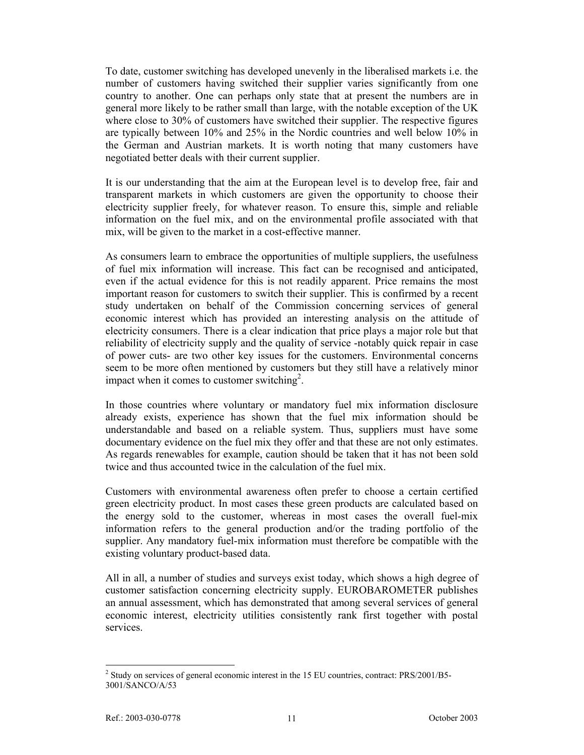To date, customer switching has developed unevenly in the liberalised markets i.e. the number of customers having switched their supplier varies significantly from one country to another. One can perhaps only state that at present the numbers are in general more likely to be rather small than large, with the notable exception of the UK where close to 30% of customers have switched their supplier. The respective figures are typically between 10% and 25% in the Nordic countries and well below 10% in the German and Austrian markets. It is worth noting that many customers have negotiated better deals with their current supplier.

It is our understanding that the aim at the European level is to develop free, fair and transparent markets in which customers are given the opportunity to choose their electricity supplier freely, for whatever reason. To ensure this, simple and reliable information on the fuel mix, and on the environmental profile associated with that mix, will be given to the market in a cost-effective manner.

As consumers learn to embrace the opportunities of multiple suppliers, the usefulness of fuel mix information will increase. This fact can be recognised and anticipated, even if the actual evidence for this is not readily apparent. Price remains the most important reason for customers to switch their supplier. This is confirmed by a recent study undertaken on behalf of the Commission concerning services of general economic interest which has provided an interesting analysis on the attitude of electricity consumers. There is a clear indication that price plays a major role but that reliability of electricity supply and the quality of service -notably quick repair in case of power cuts- are two other key issues for the customers. Environmental concerns seem to be more often mentioned by customers but they still have a relatively minor impact when it comes to customer switching[2].

In those countries where voluntary or mandatory fuel mix information disclosure already exists, experience has shown that the fuel mix information should be understandable and based on a reliable system. Thus, suppliers must have some documentary evidence on the fuel mix they offer and that these are not only estimates. As regards renewables for example, caution should be taken that it has not been sold twice and thus accounted twice in the calculation of the fuel mix.

Customers with environmental awareness often prefer to choose a certain certified green electricity product. In most cases these green products are calculated based on the energy sold to the customer, whereas in most cases the overall fuel-mix information refers to the general production and/or the trading portfolio of the supplier. Any mandatory fuel-mix information must therefore be compatible with the existing voluntary product-based data.

All in all, a number of studies and surveys exist today, which shows a high degree of customer satisfaction concerning electricity supply. EUROBAROMETER publishes an annual assessment, which has demonstrated that among several services of general economic interest, electricity utilities consistently rank first together with postal services.

[2] Study on services of general economic interest in the 15 EU countries, contract: PRS/2001/B5-3001/SANCO/A/53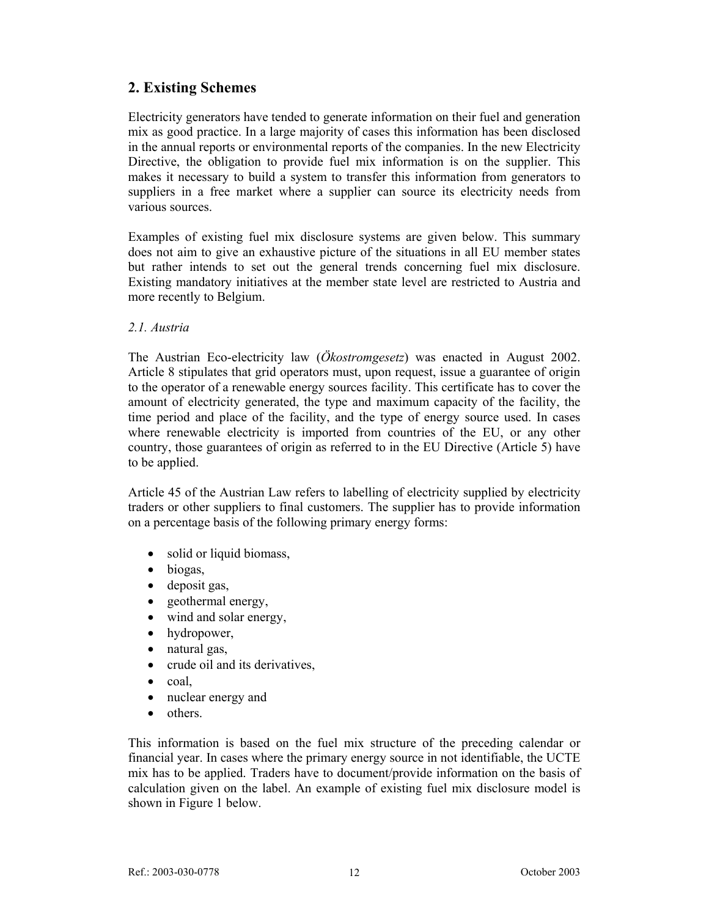## 2. Existing Schemes

Electricity generators have tended to generate information on their fuel and generation mix as good practice. In a large majority of cases this information has been disclosed in the annual reports or environmental reports of the companies. In the new Electricity Directive, the obligation to provide fuel mix information is on the supplier. This makes it necessary to build a system to transfer this information from generators to suppliers in a free market where a supplier can source its electricity needs from various sources.

Examples of existing fuel mix disclosure systems are given below. This summary does not aim to give an exhaustive picture of the situations in all EU member states but rather intends to set out the general trends concerning fuel mix disclosure. Existing mandatory initiatives at the member state level are restricted to Austria and more recently to Belgium.

### *2.1. Austria*

The Austrian Eco-electricity law (*Ökostromgesetz*) was enacted in August 2002. Article 8 stipulates that grid operators must, upon request, issue a guarantee of origin to the operator of a renewable energy sources facility. This certificate has to cover the amount of electricity generated, the type and maximum capacity of the facility, the time period and place of the facility, and the type of energy source used. In cases where renewable electricity is imported from countries of the EU, or any other country, those guarantees of origin as referred to in the EU Directive (Article 5) have to be applied.

Article 45 of the Austrian Law refers to labelling of electricity supplied by electricity traders or other suppliers to final customers. The supplier has to provide information on a percentage basis of the following primary energy forms:

- solid or liquid biomass,
- biogas,
- deposit gas,
- geothermal energy,
- wind and solar energy,
- hydropower,
- natural gas,
- crude oil and its derivatives,
- coal,
- nuclear energy and
- others.

This information is based on the fuel mix structure of the preceding calendar or financial year. In cases where the primary energy source in not identifiable, the UCTE mix has to be applied. Traders have to document/provide information on the basis of calculation given on the label. An example of existing fuel mix disclosure model is shown in Figure 1 below.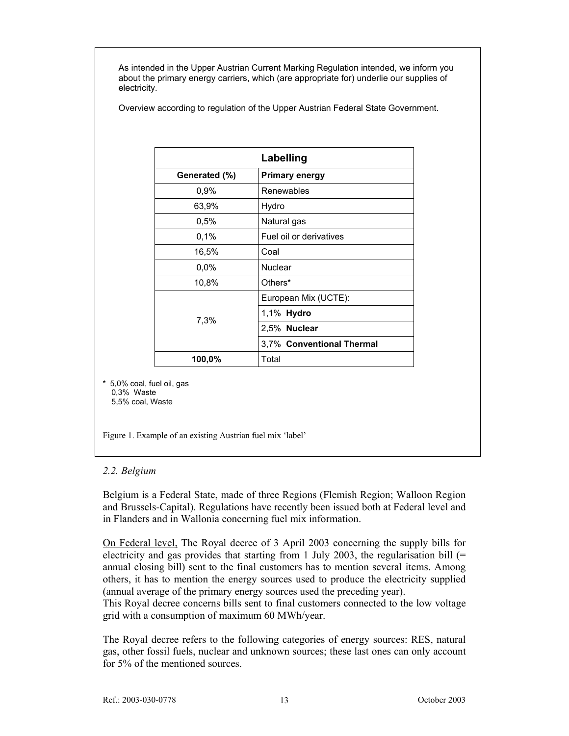As intended in the Upper Austrian Current Marking Regulation intended, we inform you about the primary energy carriers, which (are appropriate for) underlie our supplies of electricity.

Overview according to regulation of the Upper Austrian Federal State Government.

| Labelling | |
|---|---|
| **Generated (%)** | **Primary energy** |
| 0,9% | Renewables |
| 63,9% | Hydro |
| 0,5% | Natural gas |
| 0,1% | Fuel oil or derivatives |
| 16,5% | Coal |
| 0,0% | Nuclear |
| 10,8% | Others* |
| 7,3% | European Mix (UCTE): |
| | 1,1% **Hydro** |
| | 2,5% **Nuclear** |
| | 3,7% **Conventional Thermal** |
| **100,0%** | Total |

\* 5,0% coal, fuel oil, gas
0,3% Waste
5,5% coal, Waste

Figure 1. Example of an existing Austrian fuel mix 'label'

### *2.2. Belgium*

Belgium is a Federal State, made of three Regions (Flemish Region; Walloon Region and Brussels-Capital). Regulations have recently been issued both at Federal level and in Flanders and in Wallonia concerning fuel mix information.

On Federal level, The Royal decree of 3 April 2003 concerning the supply bills for electricity and gas provides that starting from 1 July 2003, the regularisation bill (= annual closing bill) sent to the final customers has to mention several items. Among others, it has to mention the energy sources used to produce the electricity supplied (annual average of the primary energy sources used the preceding year).

This Royal decree concerns bills sent to final customers connected to the low voltage grid with a consumption of maximum 60 MWh/year.

The Royal decree refers to the following categories of energy sources: RES, natural gas, other fossil fuels, nuclear and unknown sources; these last ones can only account for 5% of the mentioned sources.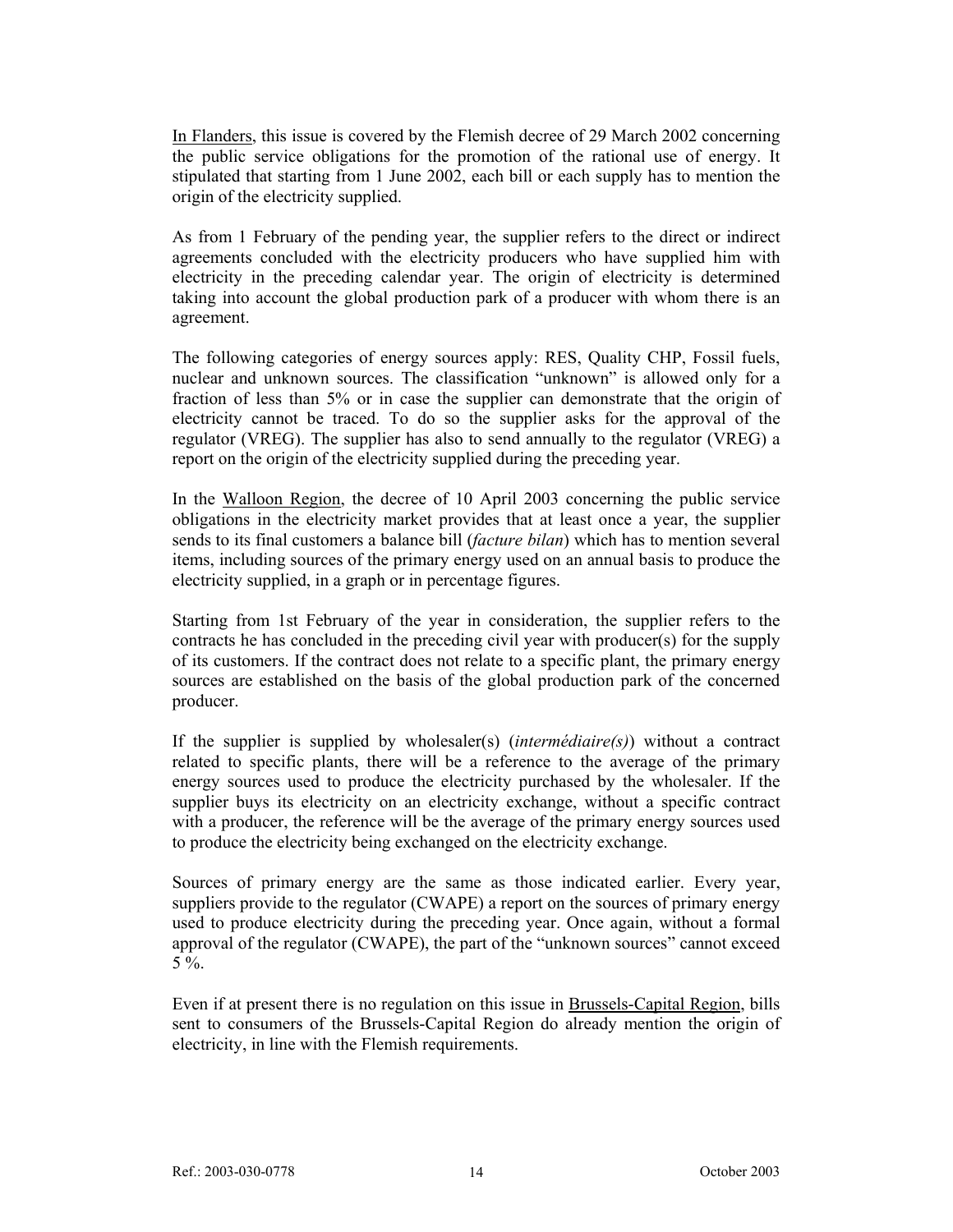In Flanders, this issue is covered by the Flemish decree of 29 March 2002 concerning the public service obligations for the promotion of the rational use of energy. It stipulated that starting from 1 June 2002, each bill or each supply has to mention the origin of the electricity supplied.

As from 1 February of the pending year, the supplier refers to the direct or indirect agreements concluded with the electricity producers who have supplied him with electricity in the preceding calendar year. The origin of electricity is determined taking into account the global production park of a producer with whom there is an agreement.

The following categories of energy sources apply: RES, Quality CHP, Fossil fuels, nuclear and unknown sources. The classification "unknown" is allowed only for a fraction of less than 5% or in case the supplier can demonstrate that the origin of electricity cannot be traced. To do so the supplier asks for the approval of the regulator (VREG). The supplier has also to send annually to the regulator (VREG) a report on the origin of the electricity supplied during the preceding year.

In the Walloon Region, the decree of 10 April 2003 concerning the public service obligations in the electricity market provides that at least once a year, the supplier sends to its final customers a balance bill (*facture bilan*) which has to mention several items, including sources of the primary energy used on an annual basis to produce the electricity supplied, in a graph or in percentage figures.

Starting from 1st February of the year in consideration, the supplier refers to the contracts he has concluded in the preceding civil year with producer(s) for the supply of its customers. If the contract does not relate to a specific plant, the primary energy sources are established on the basis of the global production park of the concerned producer.

If the supplier is supplied by wholesaler(s) (*intermédiaire(s)*) without a contract related to specific plants, there will be a reference to the average of the primary energy sources used to produce the electricity purchased by the wholesaler. If the supplier buys its electricity on an electricity exchange, without a specific contract with a producer, the reference will be the average of the primary energy sources used to produce the electricity being exchanged on the electricity exchange.

Sources of primary energy are the same as those indicated earlier. Every year, suppliers provide to the regulator (CWAPE) a report on the sources of primary energy used to produce electricity during the preceding year. Once again, without a formal approval of the regulator (CWAPE), the part of the "unknown sources" cannot exceed 5 %.

Even if at present there is no regulation on this issue in Brussels-Capital Region, bills sent to consumers of the Brussels-Capital Region do already mention the origin of electricity, in line with the Flemish requirements.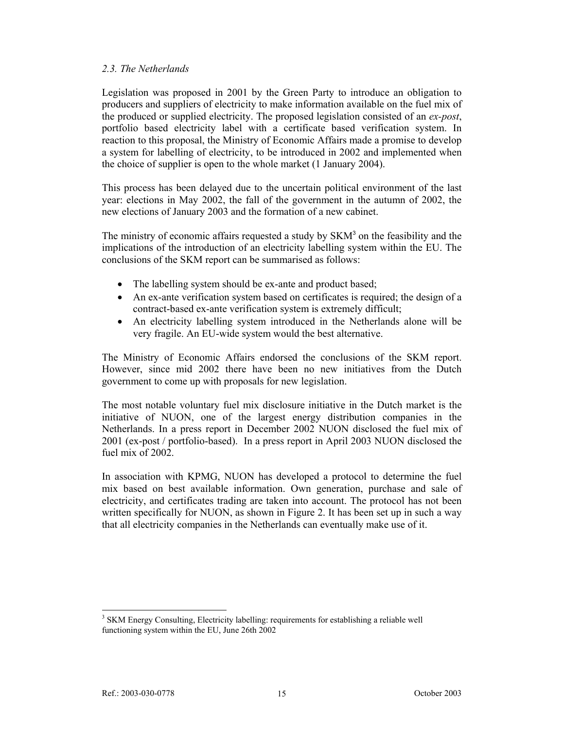### *2.3. The Netherlands*

Legislation was proposed in 2001 by the Green Party to introduce an obligation to producers and suppliers of electricity to make information available on the fuel mix of the produced or supplied electricity. The proposed legislation consisted of an *ex-post*, portfolio based electricity label with a certificate based verification system. In reaction to this proposal, the Ministry of Economic Affairs made a promise to develop a system for labelling of electricity, to be introduced in 2002 and implemented when the choice of supplier is open to the whole market (1 January 2004).

This process has been delayed due to the uncertain political environment of the last year: elections in May 2002, the fall of the government in the autumn of 2002, the new elections of January 2003 and the formation of a new cabinet.

The ministry of economic affairs requested a study by SKM[3] on the feasibility and the implications of the introduction of an electricity labelling system within the EU. The conclusions of the SKM report can be summarised as follows:

- The labelling system should be ex-ante and product based;
- An ex-ante verification system based on certificates is required; the design of a contract-based ex-ante verification system is extremely difficult;
- An electricity labelling system introduced in the Netherlands alone will be very fragile. An EU-wide system would the best alternative.

The Ministry of Economic Affairs endorsed the conclusions of the SKM report. However, since mid 2002 there have been no new initiatives from the Dutch government to come up with proposals for new legislation.

The most notable voluntary fuel mix disclosure initiative in the Dutch market is the initiative of NUON, one of the largest energy distribution companies in the Netherlands. In a press report in December 2002 NUON disclosed the fuel mix of 2001 (ex-post / portfolio-based). In a press report in April 2003 NUON disclosed the fuel mix of 2002.

In association with KPMG, NUON has developed a protocol to determine the fuel mix based on best available information. Own generation, purchase and sale of electricity, and certificates trading are taken into account. The protocol has not been written specifically for NUON, as shown in Figure 2. It has been set up in such a way that all electricity companies in the Netherlands can eventually make use of it.

---

[3] SKM Energy Consulting, Electricity labelling: requirements for establishing a reliable well functioning system within the EU, June 26th 2002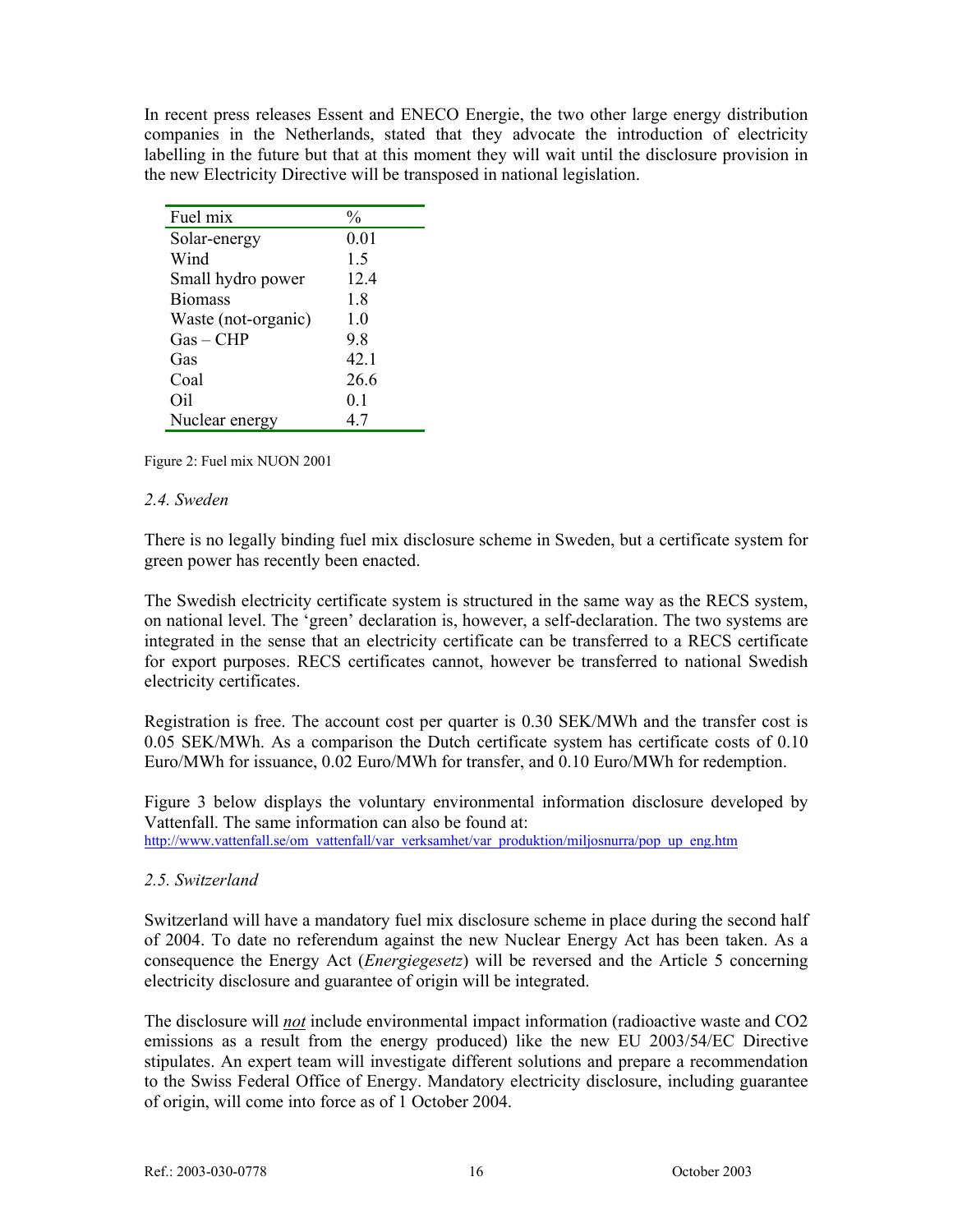In recent press releases Essent and ENECO Energie, the two other large energy distribution companies in the Netherlands, stated that they advocate the introduction of electricity labelling in the future but that at this moment they will wait until the disclosure provision in the new Electricity Directive will be transposed in national legislation.

| Fuel mix | % |
|---|---|
| Solar-energy | 0.01 |
| Wind | 1.5 |
| Small hydro power | 12.4 |
| Biomass | 1.8 |
| Waste (not-organic) | 1.0 |
| Gas – CHP | 9.8 |
| Gas | 42.1 |
| Coal | 26.6 |
| Oil | 0.1 |
| Nuclear energy | 4.7 |

Figure 2: Fuel mix NUON 2001

### *2.4. Sweden*

There is no legally binding fuel mix disclosure scheme in Sweden, but a certificate system for green power has recently been enacted.

The Swedish electricity certificate system is structured in the same way as the RECS system, on national level. The 'green' declaration is, however, a self-declaration. The two systems are integrated in the sense that an electricity certificate can be transferred to a RECS certificate for export purposes. RECS certificates cannot, however be transferred to national Swedish electricity certificates.

Registration is free. The account cost per quarter is 0.30 SEK/MWh and the transfer cost is 0.05 SEK/MWh. As a comparison the Dutch certificate system has certificate costs of 0.10 Euro/MWh for issuance, 0.02 Euro/MWh for transfer, and 0.10 Euro/MWh for redemption.

Figure 3 below displays the voluntary environmental information disclosure developed by Vattenfall. The same information can also be found at:
http://www.vattenfall.se/om_vattenfall/var_verksamhet/var_produktion/miljosnurra/pop_up_eng.htm

### *2.5. Switzerland*

Switzerland will have a mandatory fuel mix disclosure scheme in place during the second half of 2004. To date no referendum against the new Nuclear Energy Act has been taken. As a consequence the Energy Act (*Energiegesetz*) will be reversed and the Article 5 concerning electricity disclosure and guarantee of origin will be integrated.

The disclosure will ***not*** include environmental impact information (radioactive waste and CO2 emissions as a result from the energy produced) like the new EU 2003/54/EC Directive stipulates. An expert team will investigate different solutions and prepare a recommendation to the Swiss Federal Office of Energy. Mandatory electricity disclosure, including guarantee of origin, will come into force as of 1 October 2004.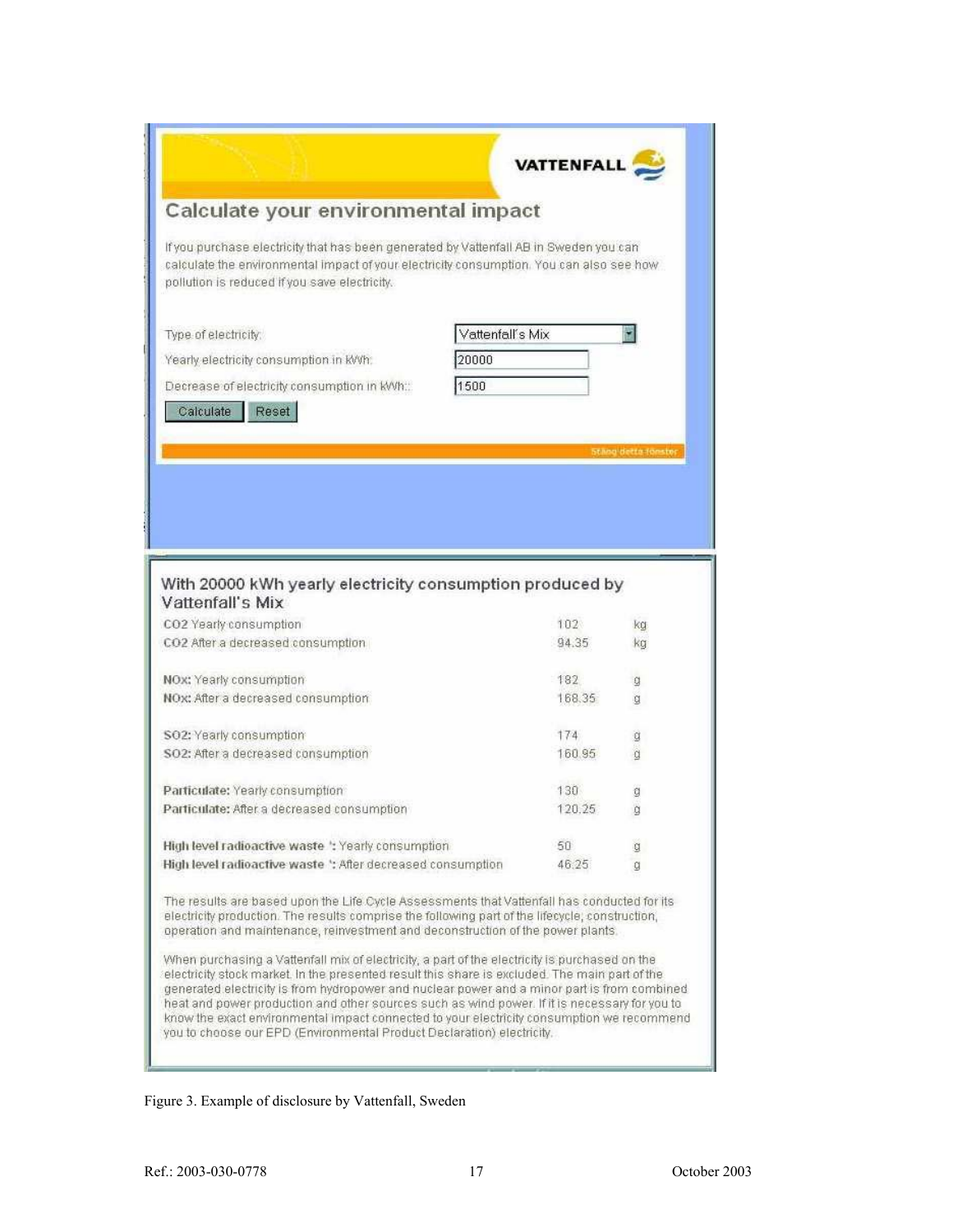VATTENFALL

## Calculate your environmental impact

If you purchase electricity that has been generated by Vattenfall AB in Sweden you can calculate the environmental impact of your electricity consumption. You can also see how pollution is reduced if you save electricity.

Type of electricity: Vattenfall's Mix

Yearly electricity consumption in kWh: 20000

Decrease of electricity consumption in kWh:: 1500

Calculate | Reset

Stäng detta fönster

### With 20000 kWh yearly electricity consumption produced by Vattenfall's Mix

| | | |
|---|---|---|
| $CO_2$ Yearly consumption | 102 | kg |
| $CO_2$ After a decreased consumption | 94.35 | kg |
| **NOx:** Yearly consumption | 182 | g |
| **NOx:** After a decreased consumption | 168.35 | g |
| **$SO_2$:** Yearly consumption | 174 | g |
| **$SO_2$:** After a decreased consumption | 160.95 | g |
| **Particulate:** Yearly consumption | 130 | g |
| **Particulate:** After a decreased consumption | 120.25 | g |
| **High level radioactive waste** ': Yearly consumption | 50 | g |
| **High level radioactive waste** ': After decreased consumption | 46.25 | g |

The results are based upon the Life Cycle Assessments that Vattenfall has conducted for its electricity production. The results comprise the following part of the lifecycle; construction, operation and maintenance, reinvestment and deconstruction of the power plants.

When purchasing a Vattenfall mix of electricity, a part of the electricity is purchased on the electricity stock market. In the presented result this share is excluded. The main part of the generated electricity is from hydropower and nuclear power and a minor part is from combined heat and power production and other sources such as wind power. If it is necessary for you to know the exact environmental impact connected to your electricity consumption we recommend you to choose our EPD (Environmental Product Declaration) electricity.

Figure 3. Example of disclosure by Vattenfall, Sweden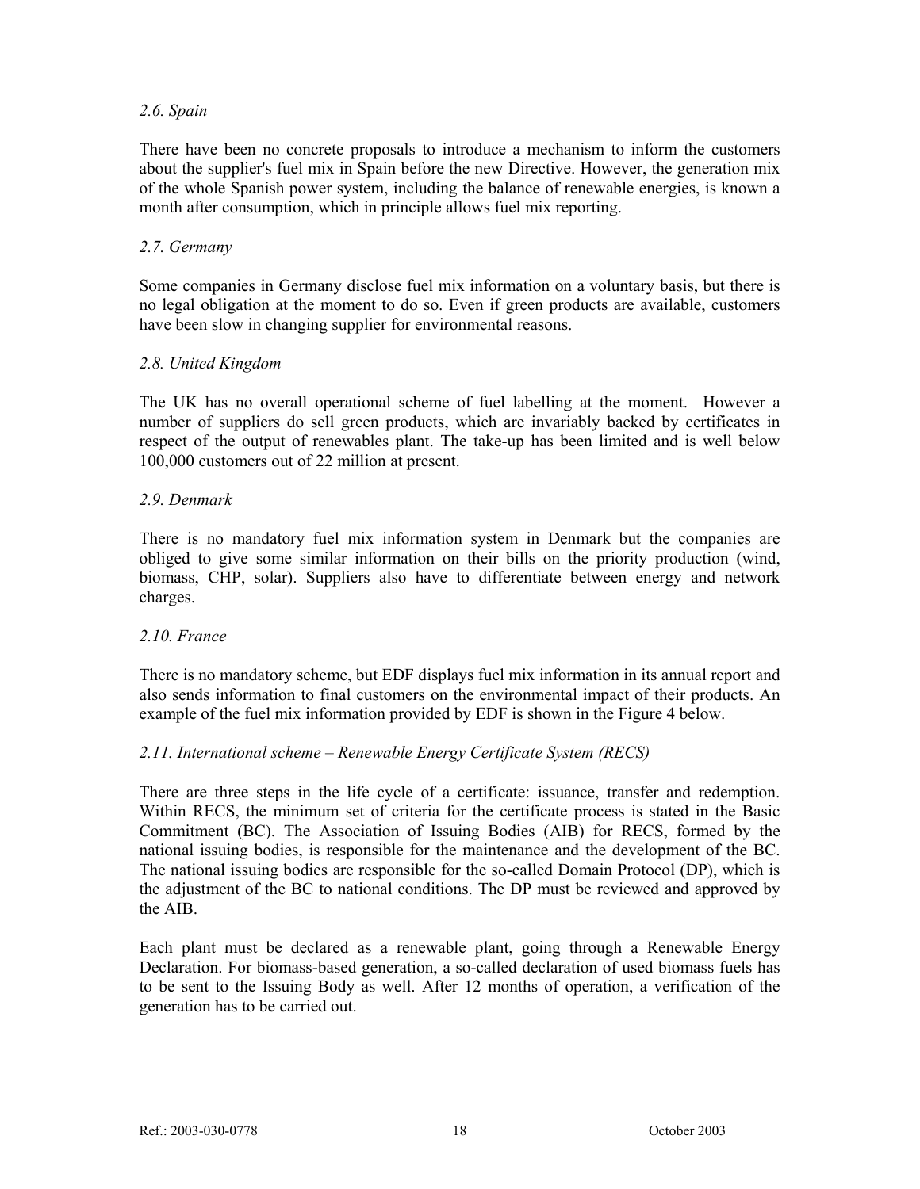### *2.6. Spain*

There have been no concrete proposals to introduce a mechanism to inform the customers about the supplier's fuel mix in Spain before the new Directive. However, the generation mix of the whole Spanish power system, including the balance of renewable energies, is known a month after consumption, which in principle allows fuel mix reporting.

### *2.7. Germany*

Some companies in Germany disclose fuel mix information on a voluntary basis, but there is no legal obligation at the moment to do so. Even if green products are available, customers have been slow in changing supplier for environmental reasons.

### *2.8. United Kingdom*

The UK has no overall operational scheme of fuel labelling at the moment. However a number of suppliers do sell green products, which are invariably backed by certificates in respect of the output of renewables plant. The take-up has been limited and is well below 100,000 customers out of 22 million at present.

### *2.9. Denmark*

There is no mandatory fuel mix information system in Denmark but the companies are obliged to give some similar information on their bills on the priority production (wind, biomass, CHP, solar). Suppliers also have to differentiate between energy and network charges.

### *2.10. France*

There is no mandatory scheme, but EDF displays fuel mix information in its annual report and also sends information to final customers on the environmental impact of their products. An example of the fuel mix information provided by EDF is shown in the Figure 4 below.

### *2.11. International scheme – Renewable Energy Certificate System (RECS)*

There are three steps in the life cycle of a certificate: issuance, transfer and redemption. Within RECS, the minimum set of criteria for the certificate process is stated in the Basic Commitment (BC). The Association of Issuing Bodies (AIB) for RECS, formed by the national issuing bodies, is responsible for the maintenance and the development of the BC. The national issuing bodies are responsible for the so-called Domain Protocol (DP), which is the adjustment of the BC to national conditions. The DP must be reviewed and approved by the AIB.

Each plant must be declared as a renewable plant, going through a Renewable Energy Declaration. For biomass-based generation, a so-called declaration of used biomass fuels has to be sent to the Issuing Body as well. After 12 months of operation, a verification of the generation has to be carried out.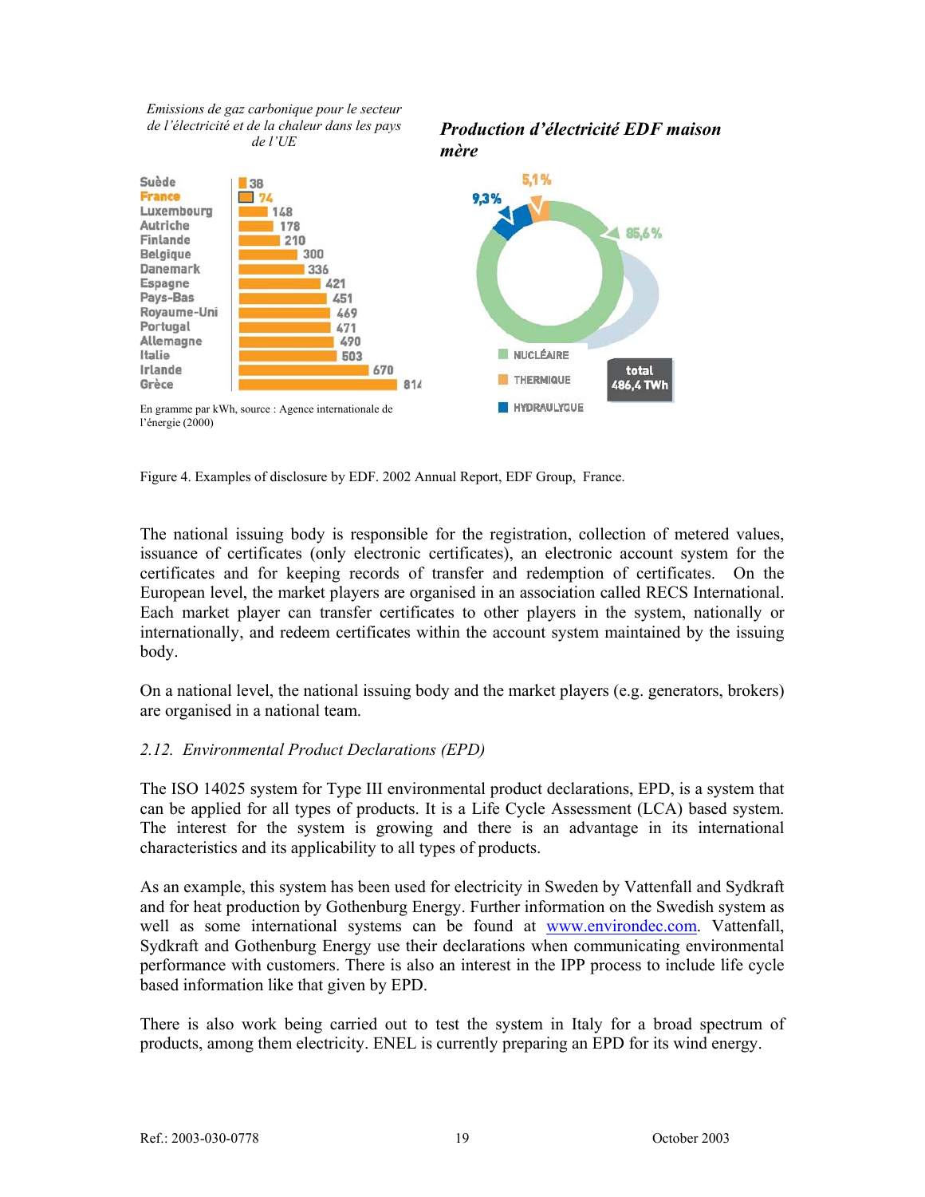*Emissions de gaz carbonique pour le secteur de l'électricité et de la chaleur dans les pays de l'UE*

| Pays | g/kWh |
|---|---|
| Suède | 38 |
| France | 74 |
| Luxembourg | 148 |
| Autriche | 178 |
| Finlande | 210 |
| Belgique | 300 |
| Danemark | 336 |
| Espagne | 421 |
| Pays-Bas | 451 |
| Royaume-Uni | 469 |
| Portugal | 471 |
| Allemagne | 490 |
| Italie | 503 |
| Irlande | 670 |
| Grèce | 814 |

En gramme par kWh, source : Agence internationale de l'énergie (2000)

***Production d'électricité EDF maison mère***

- NUCLÉAIRE: 85,6 %
- THERMIQUE: 5,1 %
- HYDRAULIQUE: 9,3 %

total 486,4 TWh

Figure 4. Examples of disclosure by EDF. 2002 Annual Report, EDF Group, France.

The national issuing body is responsible for the registration, collection of metered values, issuance of certificates (only electronic certificates), an electronic account system for the certificates and for keeping records of transfer and redemption of certificates. On the European level, the market players are organised in an association called RECS International. Each market player can transfer certificates to other players in the system, nationally or internationally, and redeem certificates within the account system maintained by the issuing body.

On a national level, the national issuing body and the market players (e.g. generators, brokers) are organised in a national team.

### *2.12. Environmental Product Declarations (EPD)*

The ISO 14025 system for Type III environmental product declarations, EPD, is a system that can be applied for all types of products. It is a Life Cycle Assessment (LCA) based system. The interest for the system is growing and there is an advantage in its international characteristics and its applicability to all types of products.

As an example, this system has been used for electricity in Sweden by Vattenfall and Sydkraft and for heat production by Gothenburg Energy. Further information on the Swedish system as well as some international systems can be found at www.environdec.com. Vattenfall, Sydkraft and Gothenburg Energy use their declarations when communicating environmental performance with customers. There is also an interest in the IPP process to include life cycle based information like that given by EPD.

There is also work being carried out to test the system in Italy for a broad spectrum of products, among them electricity. ENEL is currently preparing an EPD for its wind energy.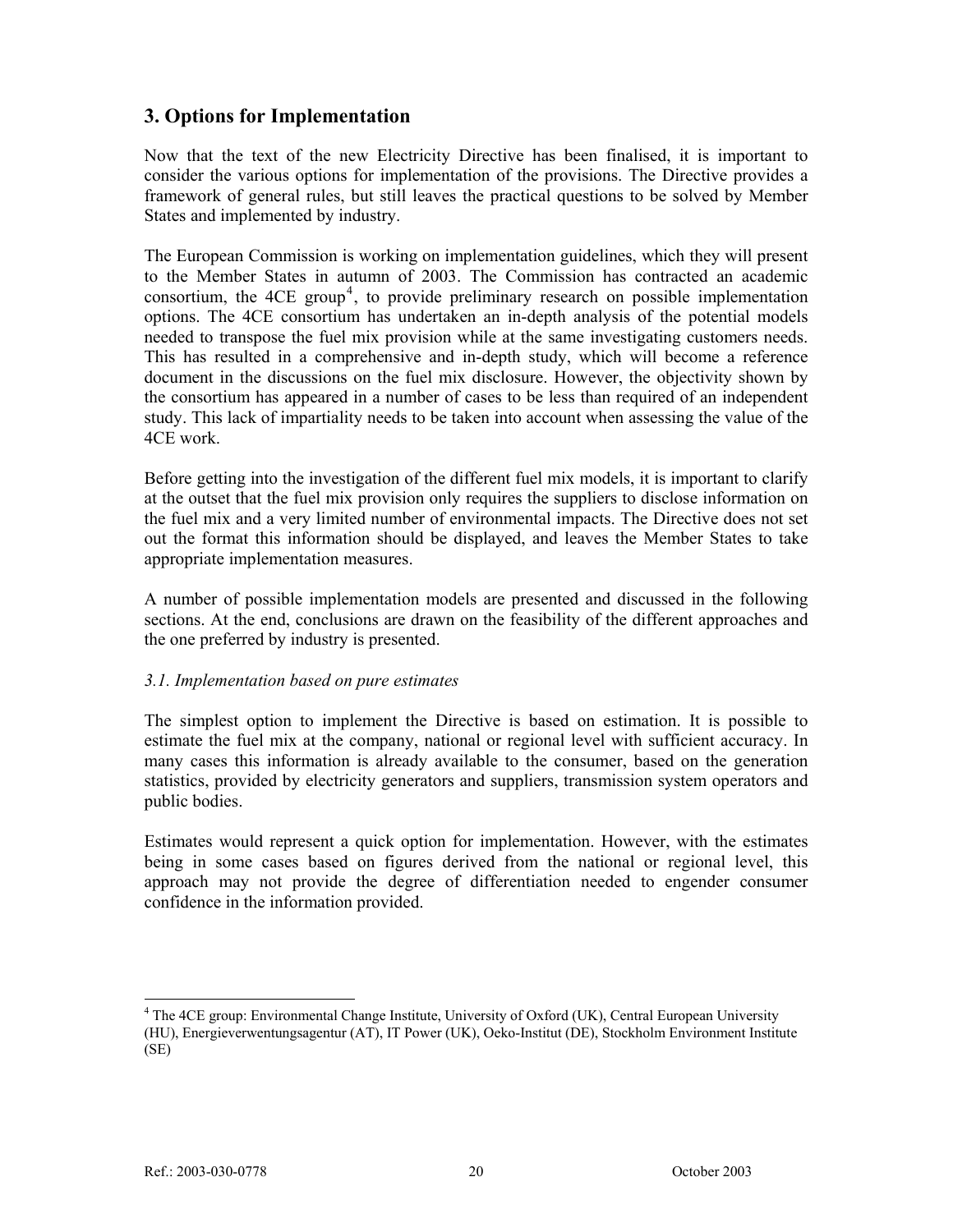## 3. Options for Implementation

Now that the text of the new Electricity Directive has been finalised, it is important to consider the various options for implementation of the provisions. The Directive provides a framework of general rules, but still leaves the practical questions to be solved by Member States and implemented by industry.

The European Commission is working on implementation guidelines, which they will present to the Member States in autumn of 2003. The Commission has contracted an academic consortium, the 4CE group[4], to provide preliminary research on possible implementation options. The 4CE consortium has undertaken an in-depth analysis of the potential models needed to transpose the fuel mix provision while at the same investigating customers needs. This has resulted in a comprehensive and in-depth study, which will become a reference document in the discussions on the fuel mix disclosure. However, the objectivity shown by the consortium has appeared in a number of cases to be less than required of an independent study. This lack of impartiality needs to be taken into account when assessing the value of the 4CE work.

Before getting into the investigation of the different fuel mix models, it is important to clarify at the outset that the fuel mix provision only requires the suppliers to disclose information on the fuel mix and a very limited number of environmental impacts. The Directive does not set out the format this information should be displayed, and leaves the Member States to take appropriate implementation measures.

A number of possible implementation models are presented and discussed in the following sections. At the end, conclusions are drawn on the feasibility of the different approaches and the one preferred by industry is presented.

### *3.1. Implementation based on pure estimates*

The simplest option to implement the Directive is based on estimation. It is possible to estimate the fuel mix at the company, national or regional level with sufficient accuracy. In many cases this information is already available to the consumer, based on the generation statistics, provided by electricity generators and suppliers, transmission system operators and public bodies.

Estimates would represent a quick option for implementation. However, with the estimates being in some cases based on figures derived from the national or regional level, this approach may not provide the degree of differentiation needed to engender consumer confidence in the information provided.

---

[4] The 4CE group: Environmental Change Institute, University of Oxford (UK), Central European University (HU), Energieverwentungsagentur (AT), IT Power (UK), Oeko-Institut (DE), Stockholm Environment Institute (SE)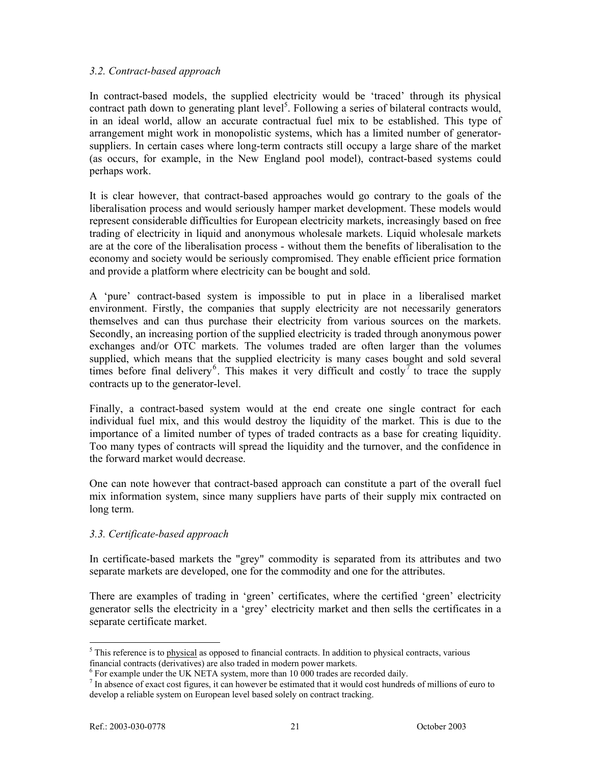### *3.2. Contract-based approach*

In contract-based models, the supplied electricity would be 'traced' through its physical contract path down to generating plant level[5]. Following a series of bilateral contracts would, in an ideal world, allow an accurate contractual fuel mix to be established. This type of arrangement might work in monopolistic systems, which has a limited number of generator-suppliers. In certain cases where long-term contracts still occupy a large share of the market (as occurs, for example, in the New England pool model), contract-based systems could perhaps work.

It is clear however, that contract-based approaches would go contrary to the goals of the liberalisation process and would seriously hamper market development. These models would represent considerable difficulties for European electricity markets, increasingly based on free trading of electricity in liquid and anonymous wholesale markets. Liquid wholesale markets are at the core of the liberalisation process - without them the benefits of liberalisation to the economy and society would be seriously compromised. They enable efficient price formation and provide a platform where electricity can be bought and sold.

A 'pure' contract-based system is impossible to put in place in a liberalised market environment. Firstly, the companies that supply electricity are not necessarily generators themselves and can thus purchase their electricity from various sources on the markets. Secondly, an increasing portion of the supplied electricity is traded through anonymous power exchanges and/or OTC markets. The volumes traded are often larger than the volumes supplied, which means that the supplied electricity is many cases bought and sold several times before final delivery[6]. This makes it very difficult and costly[7] to trace the supply contracts up to the generator-level.

Finally, a contract-based system would at the end create one single contract for each individual fuel mix, and this would destroy the liquidity of the market. This is due to the importance of a limited number of types of traded contracts as a base for creating liquidity. Too many types of contracts will spread the liquidity and the turnover, and the confidence in the forward market would decrease.

One can note however that contract-based approach can constitute a part of the overall fuel mix information system, since many suppliers have parts of their supply mix contracted on long term.

### *3.3. Certificate-based approach*

In certificate-based markets the "grey" commodity is separated from its attributes and two separate markets are developed, one for the commodity and one for the attributes.

There are examples of trading in 'green' certificates, where the certified 'green' electricity generator sells the electricity in a 'grey' electricity market and then sells the certificates in a separate certificate market.

---

[5] This reference is to physical as opposed to financial contracts. In addition to physical contracts, various financial contracts (derivatives) are also traded in modern power markets.

[6] For example under the UK NETA system, more than 10 000 trades are recorded daily.

[7] In absence of exact cost figures, it can however be estimated that it would cost hundreds of millions of euro to develop a reliable system on European level based solely on contract tracking.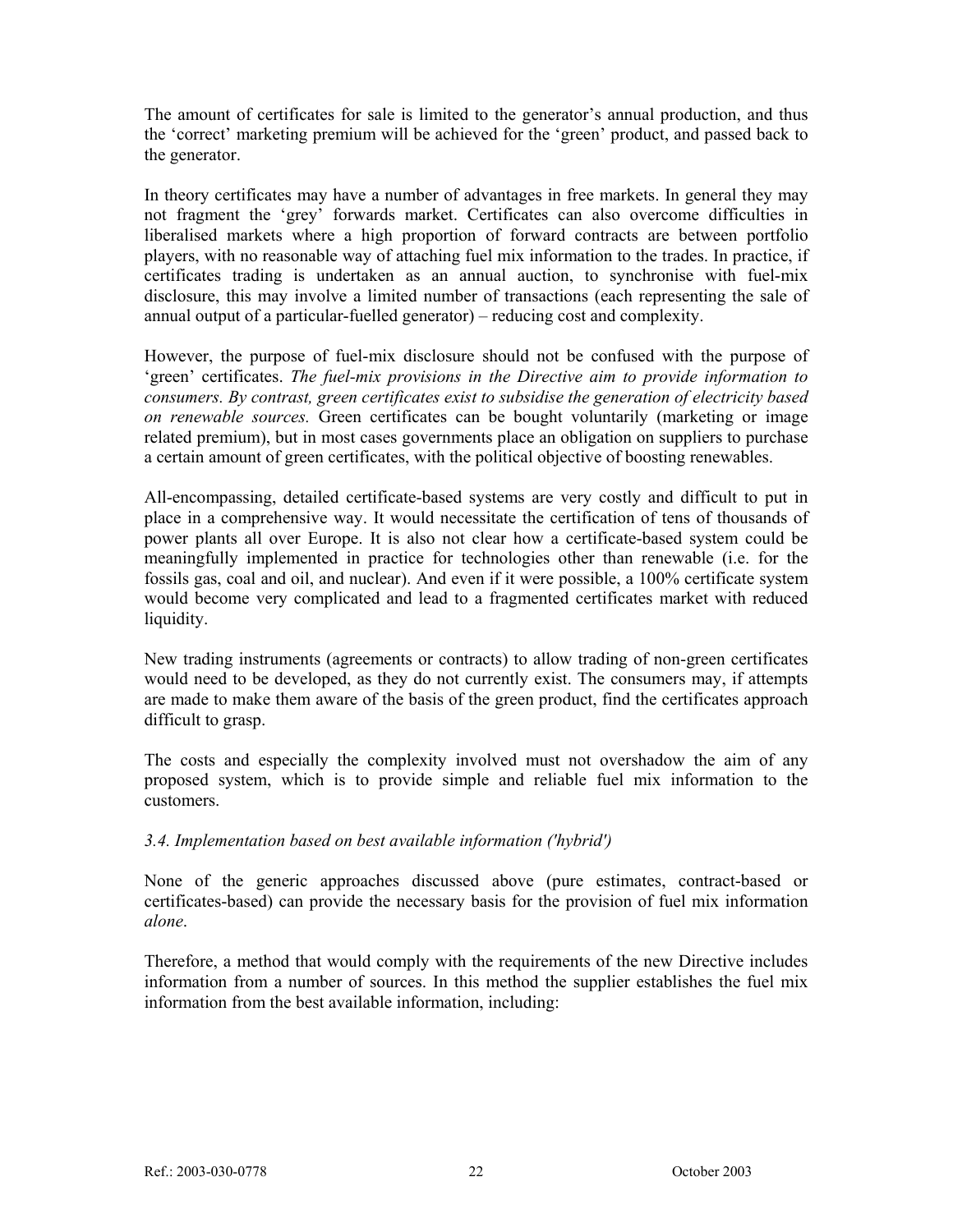The amount of certificates for sale is limited to the generator's annual production, and thus the 'correct' marketing premium will be achieved for the 'green' product, and passed back to the generator.

In theory certificates may have a number of advantages in free markets. In general they may not fragment the 'grey' forwards market. Certificates can also overcome difficulties in liberalised markets where a high proportion of forward contracts are between portfolio players, with no reasonable way of attaching fuel mix information to the trades. In practice, if certificates trading is undertaken as an annual auction, to synchronise with fuel-mix disclosure, this may involve a limited number of transactions (each representing the sale of annual output of a particular-fuelled generator) – reducing cost and complexity.

However, the purpose of fuel-mix disclosure should not be confused with the purpose of 'green' certificates. *The fuel-mix provisions in the Directive aim to provide information to consumers. By contrast, green certificates exist to subsidise the generation of electricity based on renewable sources.* Green certificates can be bought voluntarily (marketing or image related premium), but in most cases governments place an obligation on suppliers to purchase a certain amount of green certificates, with the political objective of boosting renewables.

All-encompassing, detailed certificate-based systems are very costly and difficult to put in place in a comprehensive way. It would necessitate the certification of tens of thousands of power plants all over Europe. It is also not clear how a certificate-based system could be meaningfully implemented in practice for technologies other than renewable (i.e. for the fossils gas, coal and oil, and nuclear). And even if it were possible, a 100% certificate system would become very complicated and lead to a fragmented certificates market with reduced liquidity.

New trading instruments (agreements or contracts) to allow trading of non-green certificates would need to be developed, as they do not currently exist. The consumers may, if attempts are made to make them aware of the basis of the green product, find the certificates approach difficult to grasp.

The costs and especially the complexity involved must not overshadow the aim of any proposed system, which is to provide simple and reliable fuel mix information to the customers.

### *3.4. Implementation based on best available information ('hybrid')*

None of the generic approaches discussed above (pure estimates, contract-based or certificates-based) can provide the necessary basis for the provision of fuel mix information *alone*.

Therefore, a method that would comply with the requirements of the new Directive includes information from a number of sources. In this method the supplier establishes the fuel mix information from the best available information, including: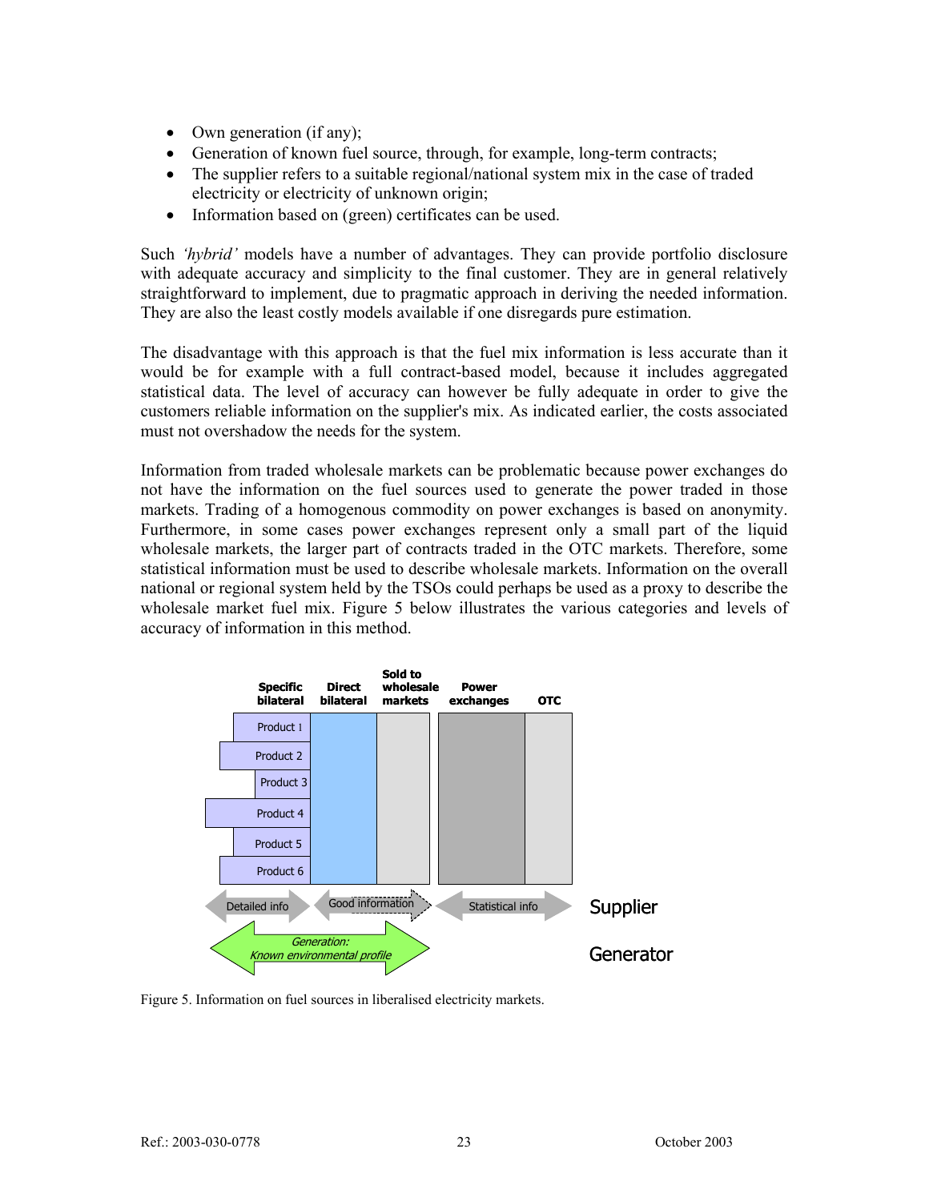- Own generation (if any);
- Generation of known fuel source, through, for example, long-term contracts;
- The supplier refers to a suitable regional/national system mix in the case of traded electricity or electricity of unknown origin;
- Information based on (green) certificates can be used.

Such *'hybrid'* models have a number of advantages. They can provide portfolio disclosure with adequate accuracy and simplicity to the final customer. They are in general relatively straightforward to implement, due to pragmatic approach in deriving the needed information. They are also the least costly models available if one disregards pure estimation.

The disadvantage with this approach is that the fuel mix information is less accurate than it would be for example with a full contract-based model, because it includes aggregated statistical data. The level of accuracy can however be fully adequate in order to give the customers reliable information on the supplier's mix. As indicated earlier, the costs associated must not overshadow the needs for the system.

Information from traded wholesale markets can be problematic because power exchanges do not have the information on the fuel sources used to generate the power traded in those markets. Trading of a homogenous commodity on power exchanges is based on anonymity. Furthermore, in some cases power exchanges represent only a small part of the liquid wholesale markets, the larger part of contracts traded in the OTC markets. Therefore, some statistical information must be used to describe wholesale markets. Information on the overall national or regional system held by the TSOs could perhaps be used as a proxy to describe the wholesale market fuel mix. Figure 5 below illustrates the various categories and levels of accuracy of information in this method.

Figure 5. Information on fuel sources in liberalised electricity markets.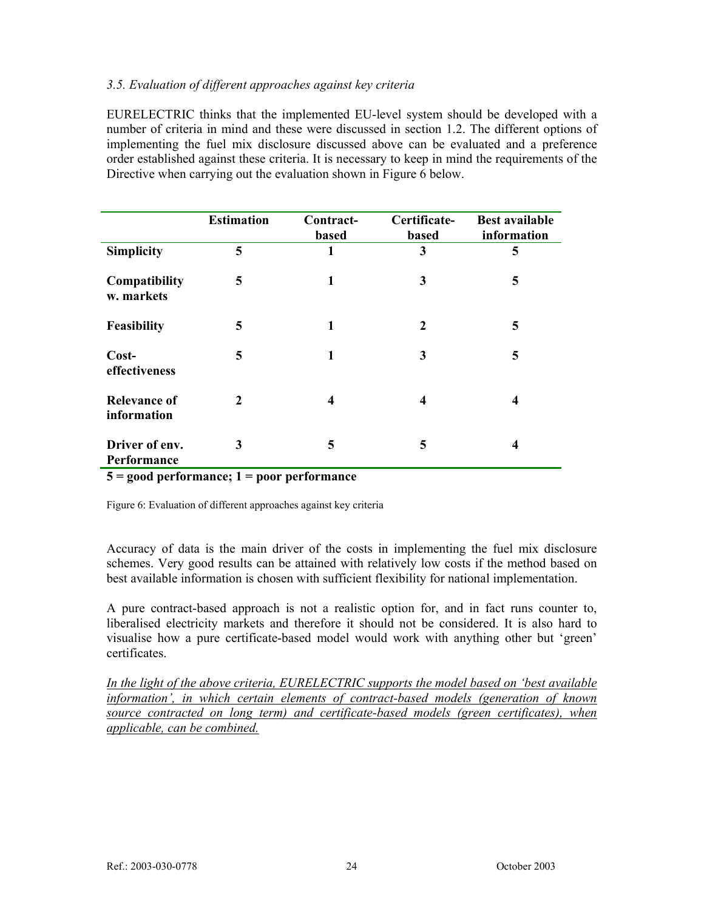### *3.5. Evaluation of different approaches against key criteria*

EURELECTRIC thinks that the implemented EU-level system should be developed with a number of criteria in mind and these were discussed in section 1.2. The different options of implementing the fuel mix disclosure discussed above can be evaluated and a preference order established against these criteria. It is necessary to keep in mind the requirements of the Directive when carrying out the evaluation shown in Figure 6 below.

| | **Estimation** | **Contract-based** | **Certificate-based** | **Best available information** |
|---|---|---|---|---|
| **Simplicity** | **5** | **1** | **3** | **5** |
| **Compatibility w. markets** | **5** | **1** | **3** | **5** |
| **Feasibility** | **5** | **1** | **2** | **5** |
| **Cost-effectiveness** | **5** | **1** | **3** | **5** |
| **Relevance of information** | **2** | **4** | **4** | **4** |
| **Driver of env. Performance** | **3** | **5** | **5** | **4** |

**5 = good performance; 1 = poor performance**

Figure 6: Evaluation of different approaches against key criteria

Accuracy of data is the main driver of the costs in implementing the fuel mix disclosure schemes. Very good results can be attained with relatively low costs if the method based on best available information is chosen with sufficient flexibility for national implementation.

A pure contract-based approach is not a realistic option for, and in fact runs counter to, liberalised electricity markets and therefore it should not be considered. It is also hard to visualise how a pure certificate-based model would work with anything other but 'green' certificates.

*In the light of the above criteria, EURELECTRIC supports the model based on 'best available information', in which certain elements of contract-based models (generation of known source contracted on long term) and certificate-based models (green certificates), when applicable, can be combined.*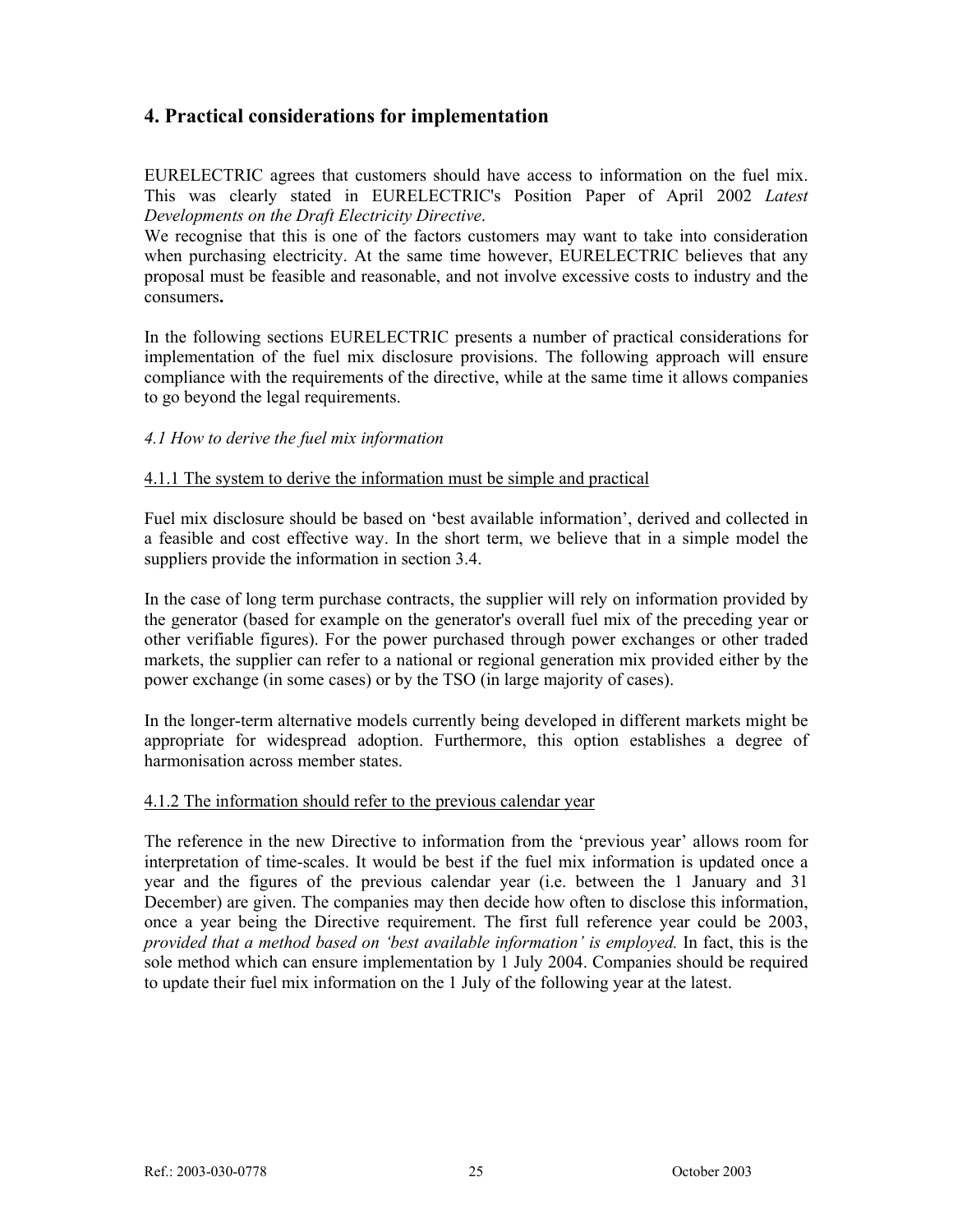## 4. Practical considerations for implementation

EURELECTRIC agrees that customers should have access to information on the fuel mix. This was clearly stated in EURELECTRIC's Position Paper of April 2002 *Latest Developments on the Draft Electricity Directive*.
We recognise that this is one of the factors customers may want to take into consideration when purchasing electricity. At the same time however, EURELECTRIC believes that any proposal must be feasible and reasonable, and not involve excessive costs to industry and the consumers**.**

In the following sections EURELECTRIC presents a number of practical considerations for implementation of the fuel mix disclosure provisions. The following approach will ensure compliance with the requirements of the directive, while at the same time it allows companies to go beyond the legal requirements.

### *4.1 How to derive the fuel mix information*

#### 4.1.1 The system to derive the information must be simple and practical

Fuel mix disclosure should be based on 'best available information', derived and collected in a feasible and cost effective way. In the short term, we believe that in a simple model the suppliers provide the information in section 3.4.

In the case of long term purchase contracts, the supplier will rely on information provided by the generator (based for example on the generator's overall fuel mix of the preceding year or other verifiable figures). For the power purchased through power exchanges or other traded markets, the supplier can refer to a national or regional generation mix provided either by the power exchange (in some cases) or by the TSO (in large majority of cases).

In the longer-term alternative models currently being developed in different markets might be appropriate for widespread adoption. Furthermore, this option establishes a degree of harmonisation across member states.

#### 4.1.2 The information should refer to the previous calendar year

The reference in the new Directive to information from the 'previous year' allows room for interpretation of time-scales. It would be best if the fuel mix information is updated once a year and the figures of the previous calendar year (i.e. between the 1 January and 31 December) are given. The companies may then decide how often to disclose this information, once a year being the Directive requirement. The first full reference year could be 2003, *provided that a method based on 'best available information' is employed.* In fact, this is the sole method which can ensure implementation by 1 July 2004. Companies should be required to update their fuel mix information on the 1 July of the following year at the latest.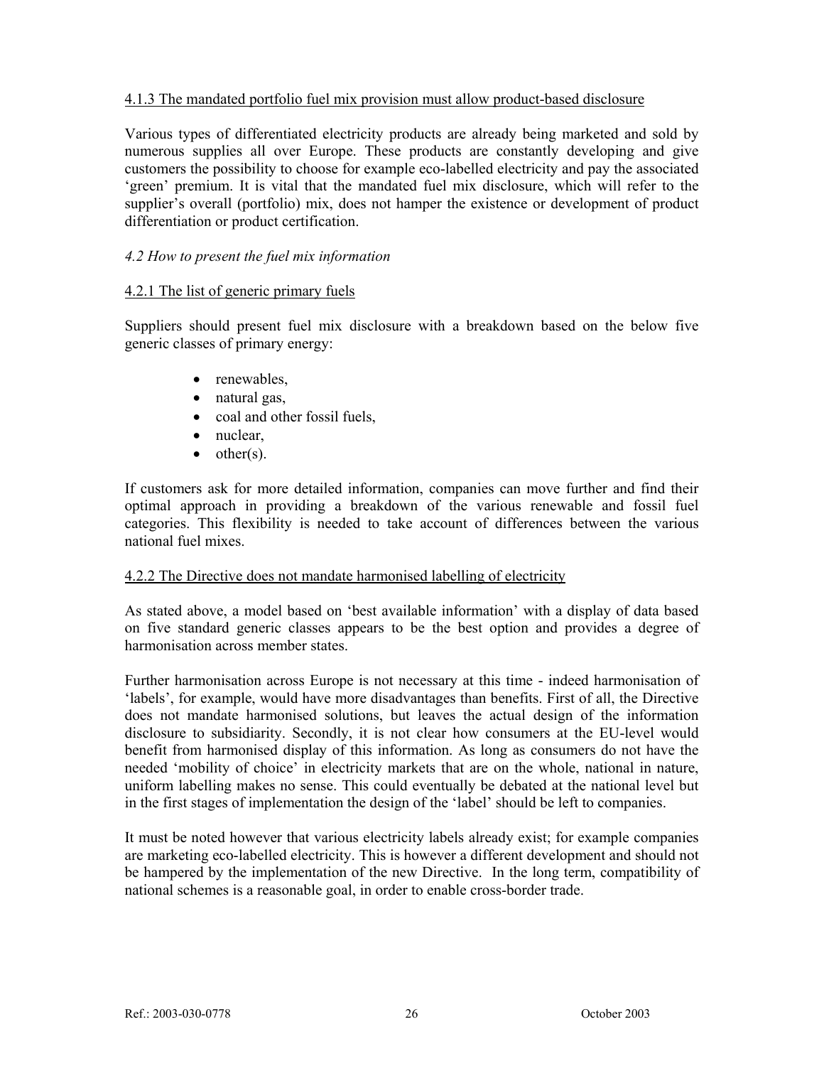#### 4.1.3 The mandated portfolio fuel mix provision must allow product-based disclosure

Various types of differentiated electricity products are already being marketed and sold by numerous supplies all over Europe. These products are constantly developing and give customers the possibility to choose for example eco-labelled electricity and pay the associated 'green' premium. It is vital that the mandated fuel mix disclosure, which will refer to the supplier's overall (portfolio) mix, does not hamper the existence or development of product differentiation or product certification.

### *4.2 How to present the fuel mix information*

#### 4.2.1 The list of generic primary fuels

Suppliers should present fuel mix disclosure with a breakdown based on the below five generic classes of primary energy:

- renewables,
- natural gas,
- coal and other fossil fuels,
- nuclear,
- other(s).

If customers ask for more detailed information, companies can move further and find their optimal approach in providing a breakdown of the various renewable and fossil fuel categories. This flexibility is needed to take account of differences between the various national fuel mixes.

#### 4.2.2 The Directive does not mandate harmonised labelling of electricity

As stated above, a model based on 'best available information' with a display of data based on five standard generic classes appears to be the best option and provides a degree of harmonisation across member states.

Further harmonisation across Europe is not necessary at this time - indeed harmonisation of 'labels', for example, would have more disadvantages than benefits. First of all, the Directive does not mandate harmonised solutions, but leaves the actual design of the information disclosure to subsidiarity. Secondly, it is not clear how consumers at the EU-level would benefit from harmonised display of this information. As long as consumers do not have the needed 'mobility of choice' in electricity markets that are on the whole, national in nature, uniform labelling makes no sense. This could eventually be debated at the national level but in the first stages of implementation the design of the 'label' should be left to companies.

It must be noted however that various electricity labels already exist; for example companies are marketing eco-labelled electricity. This is however a different development and should not be hampered by the implementation of the new Directive. In the long term, compatibility of national schemes is a reasonable goal, in order to enable cross-border trade.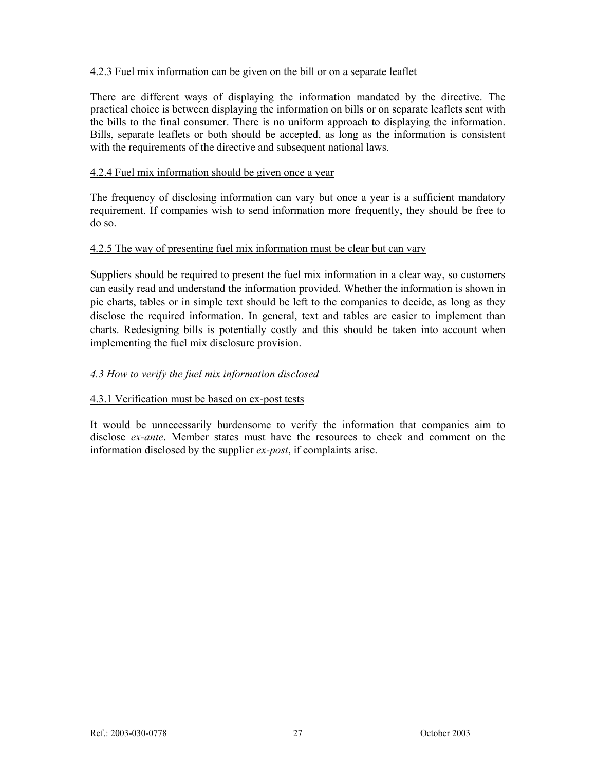#### 4.2.3 Fuel mix information can be given on the bill or on a separate leaflet

There are different ways of displaying the information mandated by the directive. The practical choice is between displaying the information on bills or on separate leaflets sent with the bills to the final consumer. There is no uniform approach to displaying the information. Bills, separate leaflets or both should be accepted, as long as the information is consistent with the requirements of the directive and subsequent national laws.

#### 4.2.4 Fuel mix information should be given once a year

The frequency of disclosing information can vary but once a year is a sufficient mandatory requirement. If companies wish to send information more frequently, they should be free to do so.

#### 4.2.5 The way of presenting fuel mix information must be clear but can vary

Suppliers should be required to present the fuel mix information in a clear way, so customers can easily read and understand the information provided. Whether the information is shown in pie charts, tables or in simple text should be left to the companies to decide, as long as they disclose the required information. In general, text and tables are easier to implement than charts. Redesigning bills is potentially costly and this should be taken into account when implementing the fuel mix disclosure provision.

### *4.3 How to verify the fuel mix information disclosed*

#### 4.3.1 Verification must be based on ex-post tests

It would be unnecessarily burdensome to verify the information that companies aim to disclose *ex-ante*. Member states must have the resources to check and comment on the information disclosed by the supplier *ex-post*, if complaints arise.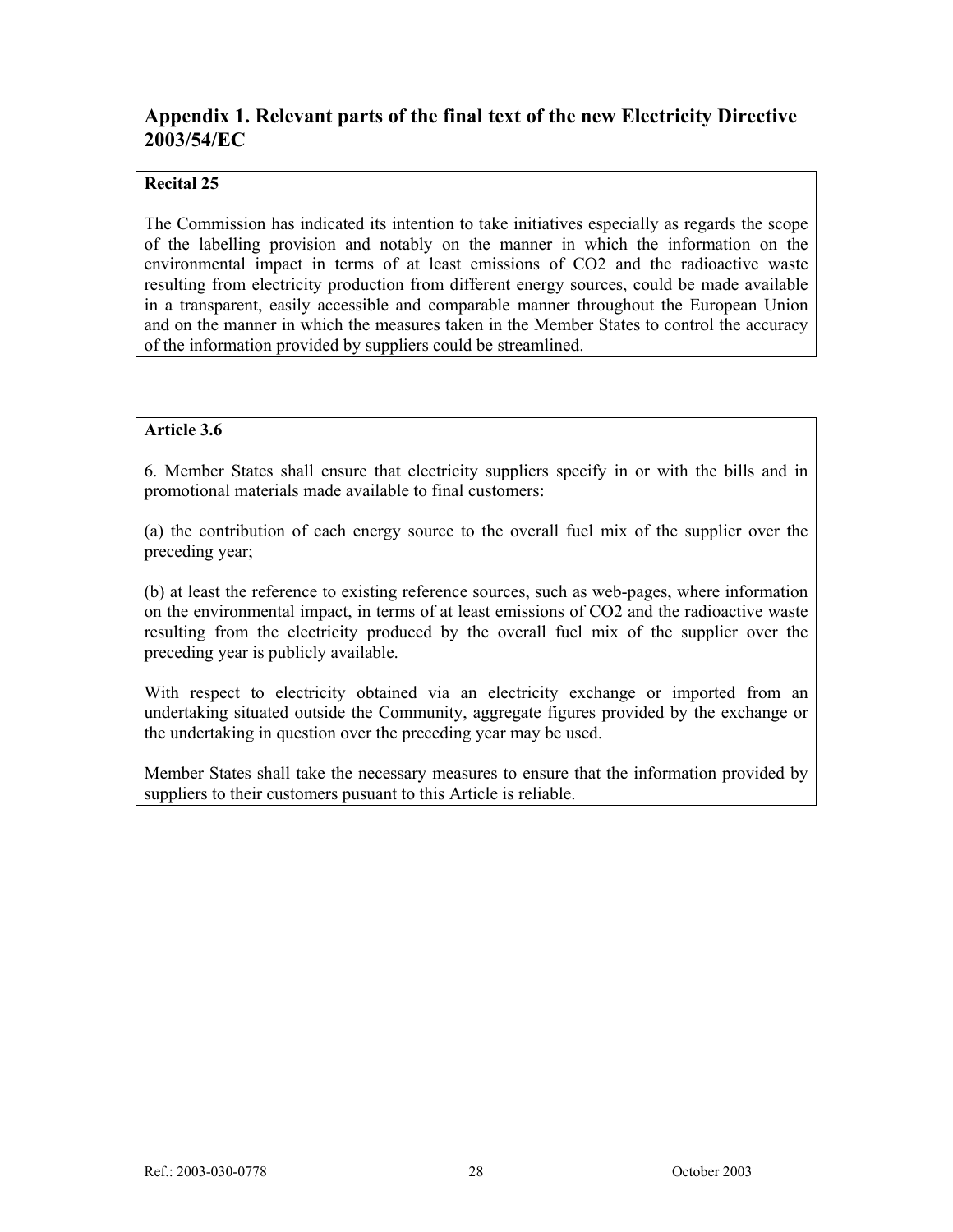## Appendix 1. Relevant parts of the final text of the new Electricity Directive 2003/54/EC

**Recital 25**

The Commission has indicated its intention to take initiatives especially as regards the scope of the labelling provision and notably on the manner in which the information on the environmental impact in terms of at least emissions of $CO_2$ and the radioactive waste resulting from electricity production from different energy sources, could be made available in a transparent, easily accessible and comparable manner throughout the European Union and on the manner in which the measures taken in the Member States to control the accuracy of the information provided by suppliers could be streamlined.

**Article 3.6**

6. Member States shall ensure that electricity suppliers specify in or with the bills and in promotional materials made available to final customers:

(a) the contribution of each energy source to the overall fuel mix of the supplier over the preceding year;

(b) at least the reference to existing reference sources, such as web-pages, where information on the environmental impact, in terms of at least emissions of $CO_2$ and the radioactive waste resulting from the electricity produced by the overall fuel mix of the supplier over the preceding year is publicly available.

With respect to electricity obtained via an electricity exchange or imported from an undertaking situated outside the Community, aggregate figures provided by the exchange or the undertaking in question over the preceding year may be used.

Member States shall take the necessary measures to ensure that the information provided by suppliers to their customers pusuant to this Article is reliable.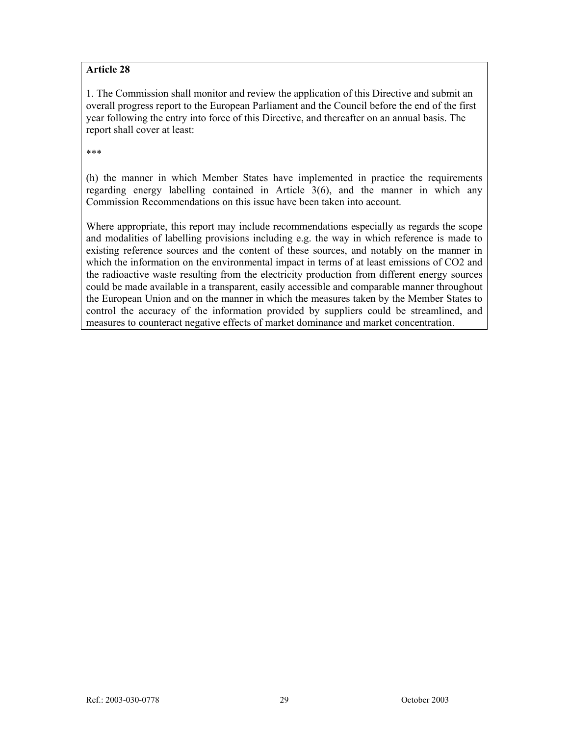**Article 28**

1. The Commission shall monitor and review the application of this Directive and submit an overall progress report to the European Parliament and the Council before the end of the first year following the entry into force of this Directive, and thereafter on an annual basis. The report shall cover at least:

***

(h) the manner in which Member States have implemented in practice the requirements regarding energy labelling contained in Article 3(6), and the manner in which any Commission Recommendations on this issue have been taken into account.

Where appropriate, this report may include recommendations especially as regards the scope and modalities of labelling provisions including e.g. the way in which reference is made to existing reference sources and the content of these sources, and notably on the manner in which the information on the environmental impact in terms of at least emissions of $CO_2$ and the radioactive waste resulting from the electricity production from different energy sources could be made available in a transparent, easily accessible and comparable manner throughout the European Union and on the manner in which the measures taken by the Member States to control the accuracy of the information provided by suppliers could be streamlined, and measures to counteract negative effects of market dominance and market concentration.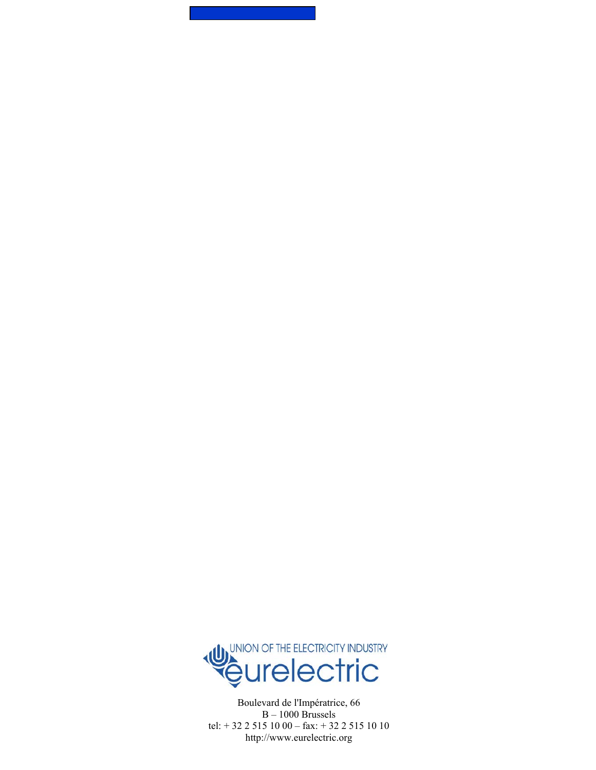UNION OF THE ELECTRICITY INDUSTRY

eurelectric

Boulevard de l'Impératrice, 66
B – 1000 Brussels
tel: + 32 2 515 10 00 – fax: + 32 2 515 10 10
http://www.eurelectric.org